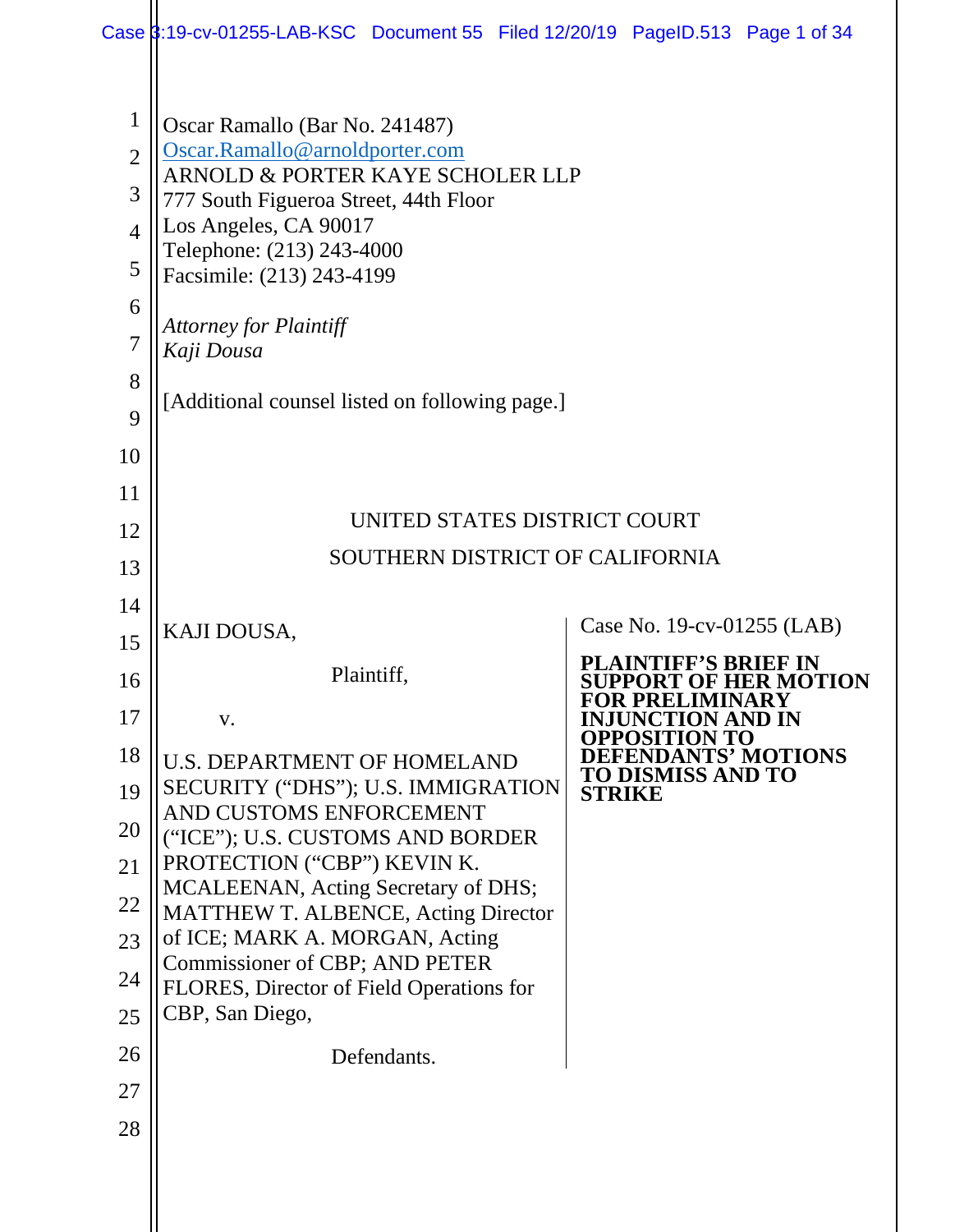Oscar Ramallo (Bar No. 241487)
Oscar.Ramallo@arnoldporter.com
ARNOLD & PORTER KAYE SCHOLER LLP
777 South Figueroa Street, 44th Floor
Los Angeles, CA 90017
Telephone: (213) 243-4000
Facsimile: (213) 243-4199

*Attorney for Plaintiff*
*Kaji Dousa*

[Additional counsel listed on following page.]

UNITED STATES DISTRICT COURT

SOUTHERN DISTRICT OF CALIFORNIA

KAJI DOUSA,

Plaintiff,

v.

U.S. DEPARTMENT OF HOMELAND SECURITY ("DHS"); U.S. IMMIGRATION AND CUSTOMS ENFORCEMENT ("ICE"); U.S. CUSTOMS AND BORDER PROTECTION ("CBP") KEVIN K. MCALEENAN, Acting Secretary of DHS; MATTHEW T. ALBENCE, Acting Director of ICE; MARK A. MORGAN, Acting Commissioner of CBP; AND PETER FLORES, Director of Field Operations for CBP, San Diego,

Defendants.

Case No. 19-cv-01255 (LAB)

**PLAINTIFF'S BRIEF IN SUPPORT OF HER MOTION FOR PRELIMINARY INJUNCTION AND IN OPPOSITION TO DEFENDANTS' MOTIONS TO DISMISS AND TO STRIKE**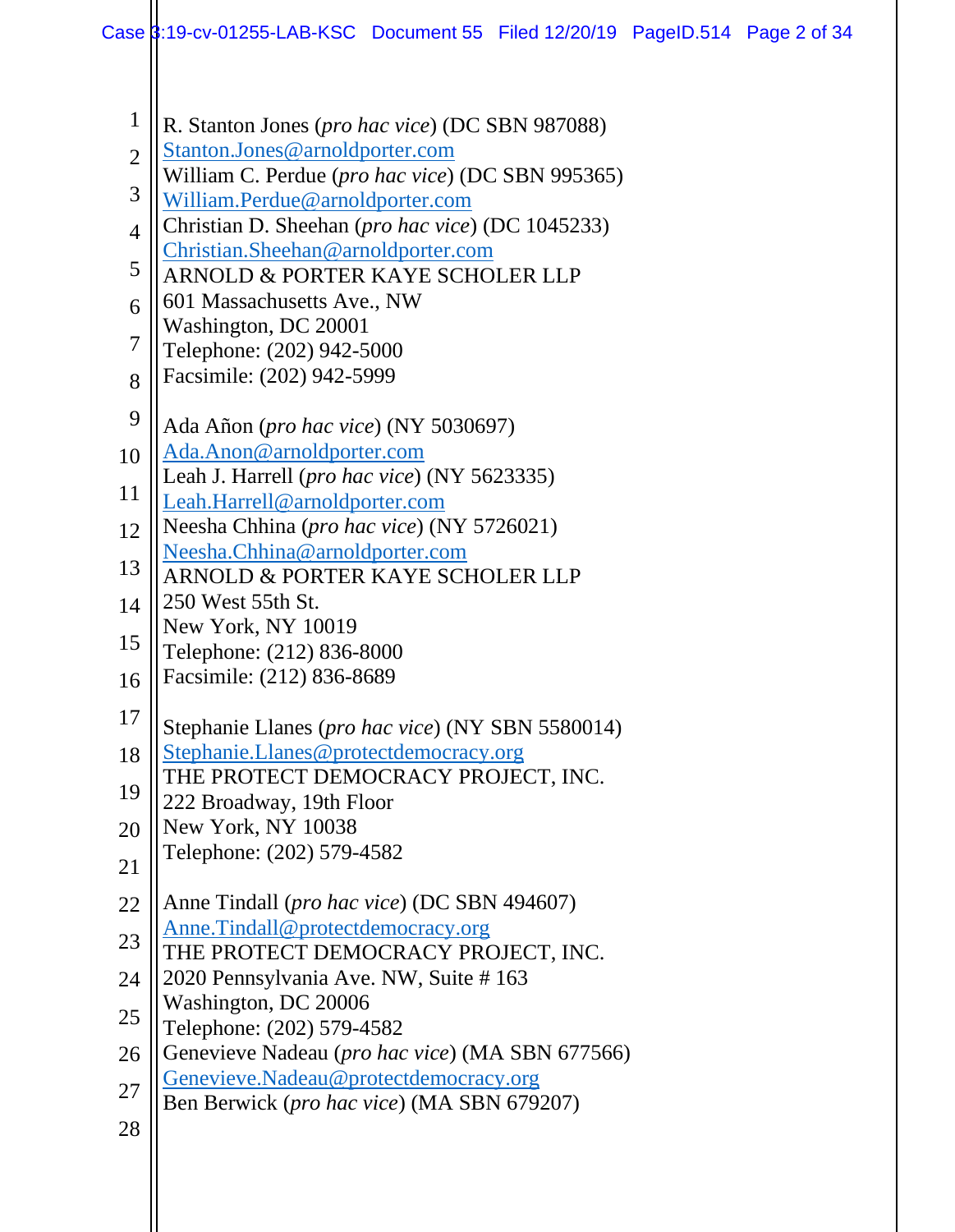R. Stanton Jones (*pro hac vice*) (DC SBN 987088)
Stanton.Jones@arnoldporter.com
William C. Perdue (*pro hac vice*) (DC SBN 995365)
William.Perdue@arnoldporter.com
Christian D. Sheehan (*pro hac vice*) (DC 1045233)
Christian.Sheehan@arnoldporter.com
ARNOLD & PORTER KAYE SCHOLER LLP
601 Massachusetts Ave., NW
Washington, DC 20001
Telephone: (202) 942-5000
Facsimile: (202) 942-5999

Ada Añon (*pro hac vice*) (NY 5030697)
Ada.Anon@arnoldporter.com
Leah J. Harrell (*pro hac vice*) (NY 5623335)
Leah.Harrell@arnoldporter.com
Neesha Chhina (*pro hac vice*) (NY 5726021)
Neesha.Chhina@arnoldporter.com
ARNOLD & PORTER KAYE SCHOLER LLP
250 West 55th St.
New York, NY 10019
Telephone: (212) 836-8000
Facsimile: (212) 836-8689

Stephanie Llanes (*pro hac vice*) (NY SBN 5580014)
Stephanie.Llanes@protectdemocracy.org
THE PROTECT DEMOCRACY PROJECT, INC.
222 Broadway, 19th Floor
New York, NY 10038
Telephone: (202) 579-4582

Anne Tindall (*pro hac vice*) (DC SBN 494607)
Anne.Tindall@protectdemocracy.org
THE PROTECT DEMOCRACY PROJECT, INC.
2020 Pennsylvania Ave. NW, Suite # 163
Washington, DC 20006
Telephone: (202) 579-4582
Genevieve Nadeau (*pro hac vice*) (MA SBN 677566)
Genevieve.Nadeau@protectdemocracy.org
Ben Berwick (*pro hac vice*) (MA SBN 679207)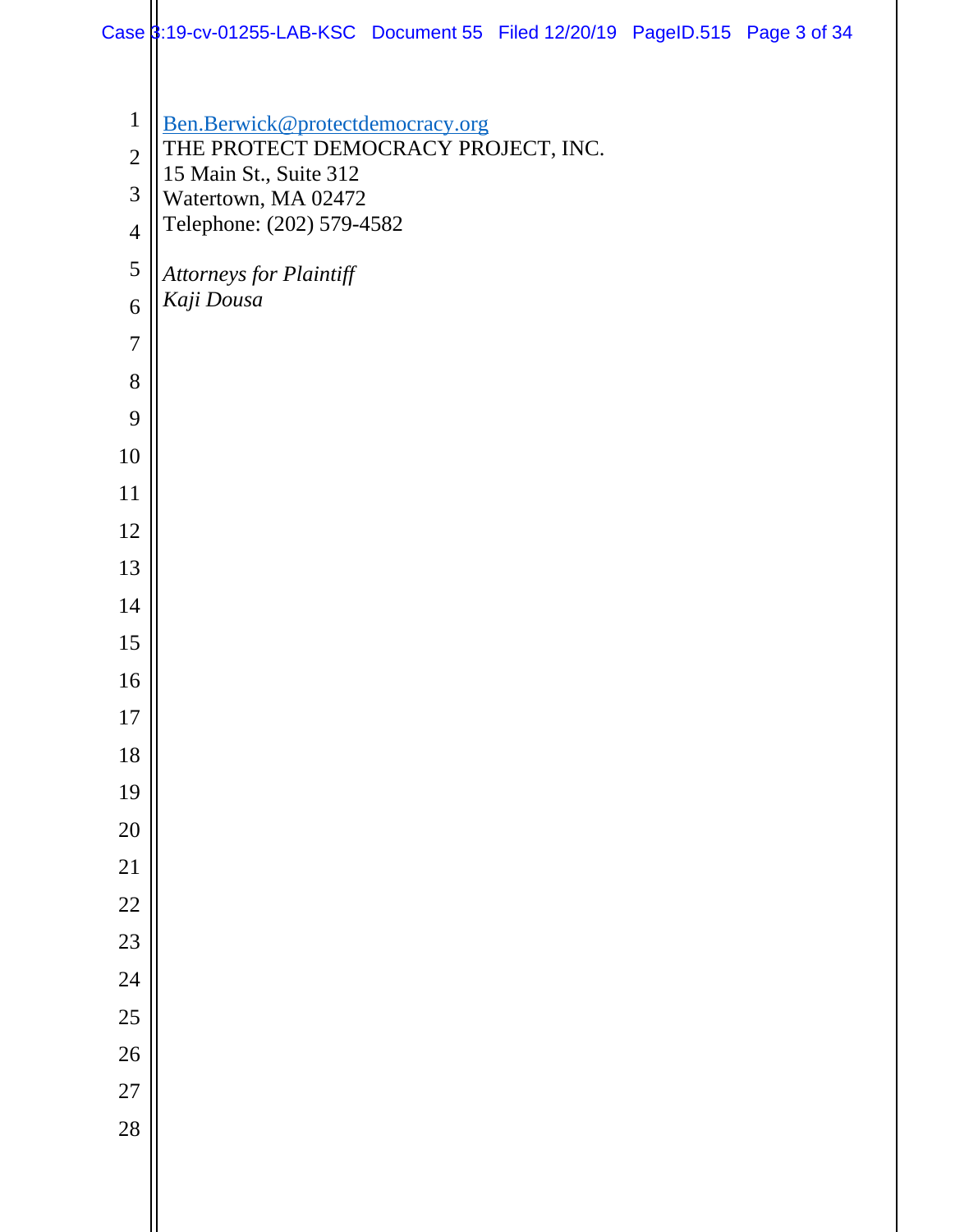Ben.Berwick@protectdemocracy.org
THE PROTECT DEMOCRACY PROJECT, INC.
15 Main St., Suite 312
Watertown, MA 02472
Telephone: (202) 579-4582

*Attorneys for Plaintiff*
*Kaji Dousa*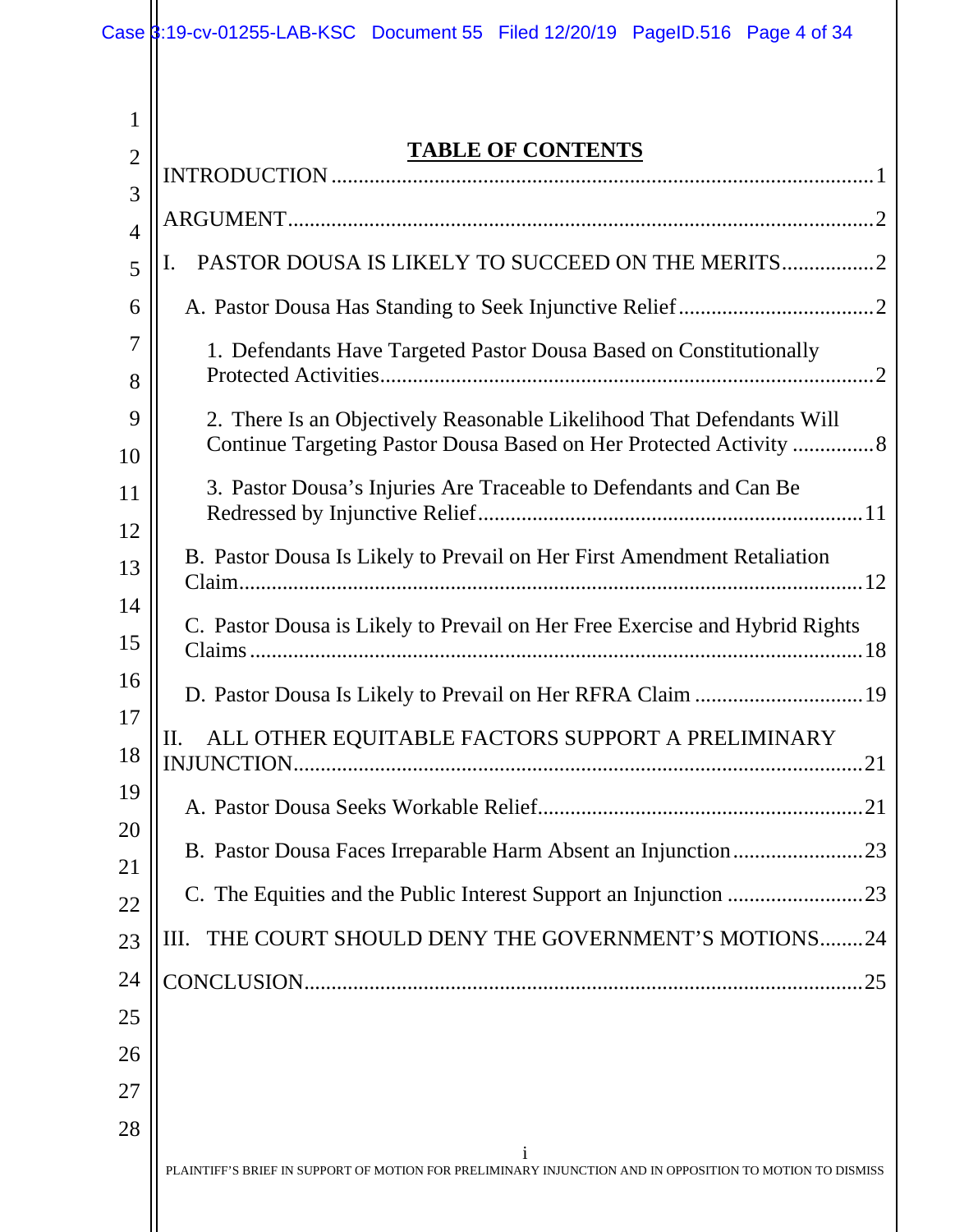## TABLE OF CONTENTS

INTRODUCTION .......... 1

ARGUMENT .......... 2

I. PASTOR DOUSA IS LIKELY TO SUCCEED ON THE MERITS .......... 2

- A. Pastor Dousa Has Standing to Seek Injunctive Relief .......... 2
  - 1. Defendants Have Targeted Pastor Dousa Based on Constitutionally Protected Activities .......... 2
  - 2. There Is an Objectively Reasonable Likelihood That Defendants Will Continue Targeting Pastor Dousa Based on Her Protected Activity .......... 8
  - 3. Pastor Dousa's Injuries Are Traceable to Defendants and Can Be Redressed by Injunctive Relief .......... 11
- B. Pastor Dousa Is Likely to Prevail on Her First Amendment Retaliation Claim .......... 12
- C. Pastor Dousa is Likely to Prevail on Her Free Exercise and Hybrid Rights Claims .......... 18
- D. Pastor Dousa Is Likely to Prevail on Her RFRA Claim .......... 19

II. ALL OTHER EQUITABLE FACTORS SUPPORT A PRELIMINARY INJUNCTION .......... 21

- A. Pastor Dousa Seeks Workable Relief .......... 21
- B. Pastor Dousa Faces Irreparable Harm Absent an Injunction .......... 23
- C. The Equities and the Public Interest Support an Injunction .......... 23

III. THE COURT SHOULD DENY THE GOVERNMENT'S MOTIONS .......... 24

CONCLUSION .......... 25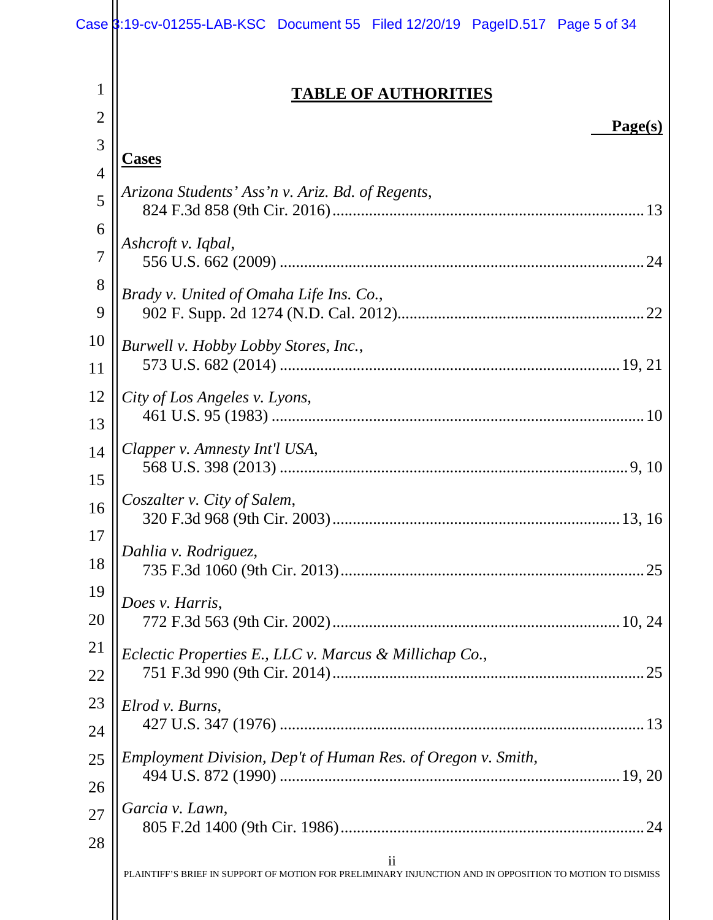# TABLE OF AUTHORITIES

**Page(s)**

## Cases

*Arizona Students' Ass'n v. Ariz. Bd. of Regents*,
824 F.3d 858 (9th Cir. 2016) ........ 13

*Ashcroft v. Iqbal*,
556 U.S. 662 (2009) ........ 24

*Brady v. United of Omaha Life Ins. Co.*,
902 F. Supp. 2d 1274 (N.D. Cal. 2012) ........ 22

*Burwell v. Hobby Lobby Stores, Inc.*,
573 U.S. 682 (2014) ........ 19, 21

*City of Los Angeles v. Lyons*,
461 U.S. 95 (1983) ........ 10

*Clapper v. Amnesty Int'l USA*,
568 U.S. 398 (2013) ........ 9, 10

*Coszalter v. City of Salem*,
320 F.3d 968 (9th Cir. 2003) ........ 13, 16

*Dahlia v. Rodriguez*,
735 F.3d 1060 (9th Cir. 2013) ........ 25

*Does v. Harris*,
772 F.3d 563 (9th Cir. 2002) ........ 10, 24

*Eclectic Properties E., LLC v. Marcus & Millichap Co.*,
751 F.3d 990 (9th Cir. 2014) ........ 25

*Elrod v. Burns*,
427 U.S. 347 (1976) ........ 13

*Employment Division, Dep't of Human Res. of Oregon v. Smith*,
494 U.S. 872 (1990) ........ 19, 20

*Garcia v. Lawn*,
805 F.2d 1400 (9th Cir. 1986) ........ 24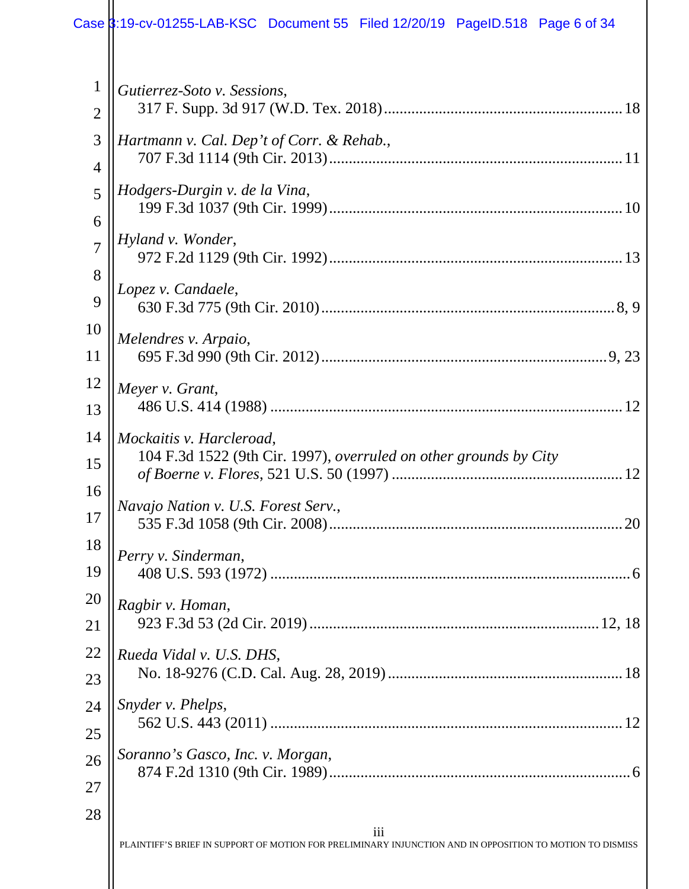*Gutierrez-Soto v. Sessions*,
317 F. Supp. 3d 917 (W.D. Tex. 2018) ........................................................ 18

*Hartmann v. Cal. Dep't of Corr. & Rehab.*,
707 F.3d 1114 (9th Cir. 2013) ........................................................ 11

*Hodgers-Durgin v. de la Vina*,
199 F.3d 1037 (9th Cir. 1999) ........................................................ 10

*Hyland v. Wonder*,
972 F.2d 1129 (9th Cir. 1992) ........................................................ 13

*Lopez v. Candaele*,
630 F.3d 775 (9th Cir. 2010) ........................................................ 8, 9

*Melendres v. Arpaio*,
695 F.3d 990 (9th Cir. 2012) ........................................................ 9, 23

*Meyer v. Grant*,
486 U.S. 414 (1988) ........................................................ 12

*Mockaitis v. Harcleroad*,
104 F.3d 1522 (9th Cir. 1997), *overruled on other grounds by City of Boerne v. Flores*, 521 U.S. 50 (1997) ........................................................ 12

*Navajo Nation v. U.S. Forest Serv.*,
535 F.3d 1058 (9th Cir. 2008) ........................................................ 20

*Perry v. Sinderman*,
408 U.S. 593 (1972) ........................................................ 6

*Ragbir v. Homan*,
923 F.3d 53 (2d Cir. 2019) ........................................................ 12, 18

*Rueda Vidal v. U.S. DHS*,
No. 18-9276 (C.D. Cal. Aug. 28, 2019) ........................................................ 18

*Snyder v. Phelps*,
562 U.S. 443 (2011) ........................................................ 12

*Soranno's Gasco, Inc. v. Morgan*,
874 F.2d 1310 (9th Cir. 1989) ........................................................ 6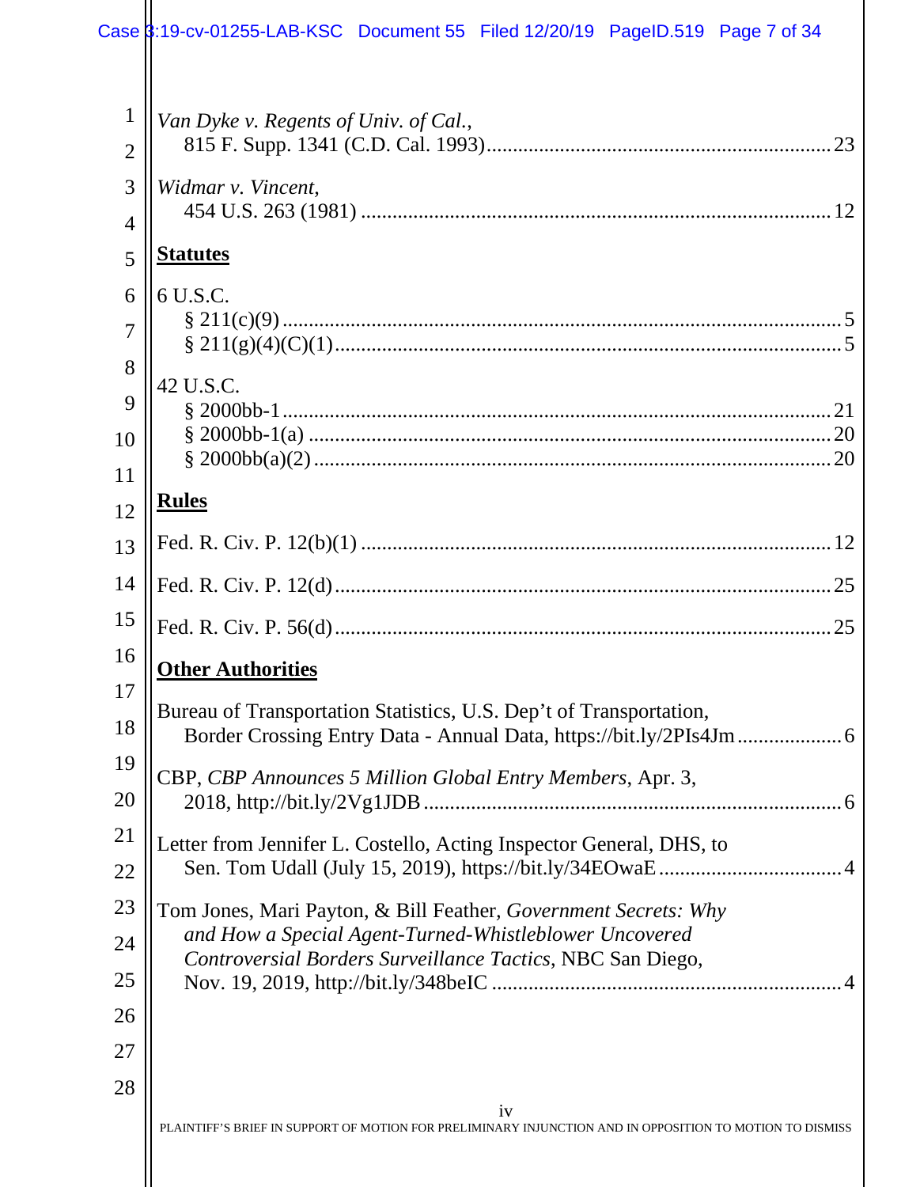*Van Dyke v. Regents of Univ. of Cal.*,
815 F. Supp. 1341 (C.D. Cal. 1993) .......... 23

*Widmar v. Vincent*,
454 U.S. 263 (1981) .......... 12

**Statutes**

6 U.S.C.
§ 211(c)(9) .......... 5
§ 211(g)(4)(C)(1) .......... 5

42 U.S.C.
§ 2000bb-1 .......... 21
§ 2000bb-1(a) .......... 20
§ 2000bb(a)(2) .......... 20

**Rules**

Fed. R. Civ. P. 12(b)(1) .......... 12

Fed. R. Civ. P. 12(d) .......... 25

Fed. R. Civ. P. 56(d) .......... 25

**Other Authorities**

Bureau of Transportation Statistics, U.S. Dep't of Transportation,
Border Crossing Entry Data - Annual Data, https://bit.ly/2PIs4Jm .......... 6

CBP, *CBP Announces 5 Million Global Entry Members*, Apr. 3,
2018, http://bit.ly/2Vg1JDB .......... 6

Letter from Jennifer L. Costello, Acting Inspector General, DHS, to
Sen. Tom Udall (July 15, 2019), https://bit.ly/34EOwaE .......... 4

Tom Jones, Mari Payton, & Bill Feather, *Government Secrets: Why and How a Special Agent-Turned-Whistleblower Uncovered Controversial Borders Surveillance Tactics*, NBC San Diego,
Nov. 19, 2019, http://bit.ly/348beIC .......... 4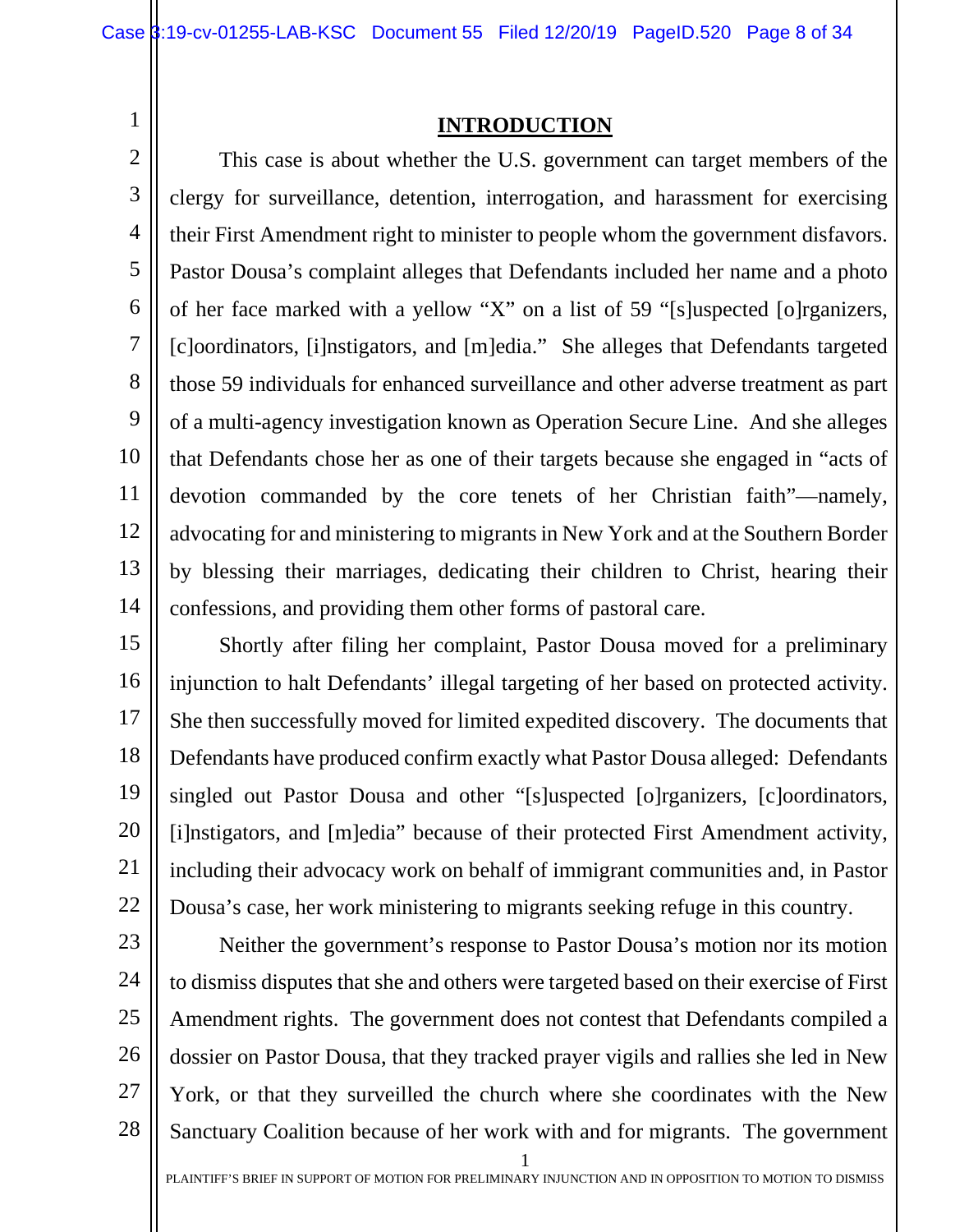## INTRODUCTION

This case is about whether the U.S. government can target members of the clergy for surveillance, detention, interrogation, and harassment for exercising their First Amendment right to minister to people whom the government disfavors. Pastor Dousa's complaint alleges that Defendants included her name and a photo of her face marked with a yellow "X" on a list of 59 "[s]uspected [o]rganizers, [c]oordinators, [i]nstigators, and [m]edia." She alleges that Defendants targeted those 59 individuals for enhanced surveillance and other adverse treatment as part of a multi-agency investigation known as Operation Secure Line. And she alleges that Defendants chose her as one of their targets because she engaged in "acts of devotion commanded by the core tenets of her Christian faith"—namely, advocating for and ministering to migrants in New York and at the Southern Border by blessing their marriages, dedicating their children to Christ, hearing their confessions, and providing them other forms of pastoral care.

Shortly after filing her complaint, Pastor Dousa moved for a preliminary injunction to halt Defendants' illegal targeting of her based on protected activity. She then successfully moved for limited expedited discovery. The documents that Defendants have produced confirm exactly what Pastor Dousa alleged: Defendants singled out Pastor Dousa and other "[s]uspected [o]rganizers, [c]oordinators, [i]nstigators, and [m]edia" because of their protected First Amendment activity, including their advocacy work on behalf of immigrant communities and, in Pastor Dousa's case, her work ministering to migrants seeking refuge in this country.

Neither the government's response to Pastor Dousa's motion nor its motion to dismiss disputes that she and others were targeted based on their exercise of First Amendment rights. The government does not contest that Defendants compiled a dossier on Pastor Dousa, that they tracked prayer vigils and rallies she led in New York, or that they surveilled the church where she coordinates with the New Sanctuary Coalition because of her work with and for migrants. The government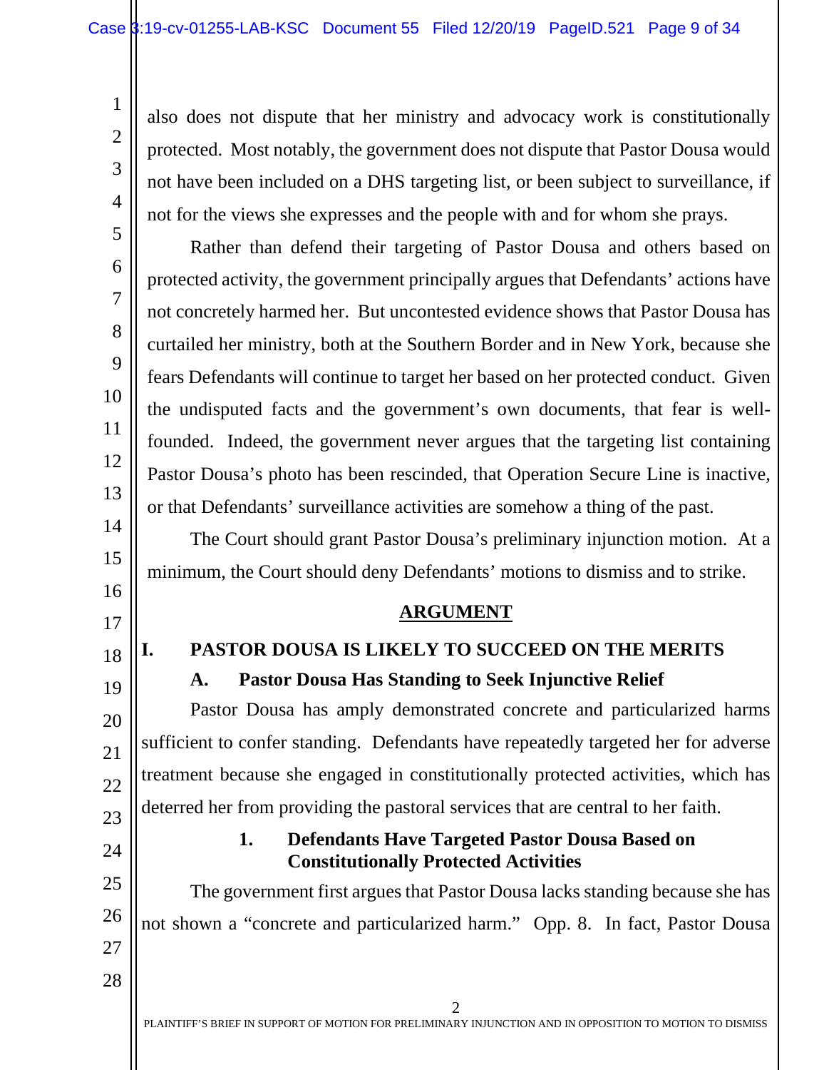also does not dispute that her ministry and advocacy work is constitutionally protected. Most notably, the government does not dispute that Pastor Dousa would not have been included on a DHS targeting list, or been subject to surveillance, if not for the views she expresses and the people with and for whom she prays.

Rather than defend their targeting of Pastor Dousa and others based on protected activity, the government principally argues that Defendants' actions have not concretely harmed her. But uncontested evidence shows that Pastor Dousa has curtailed her ministry, both at the Southern Border and in New York, because she fears Defendants will continue to target her based on her protected conduct. Given the undisputed facts and the government's own documents, that fear is well-founded. Indeed, the government never argues that the targeting list containing Pastor Dousa's photo has been rescinded, that Operation Secure Line is inactive, or that Defendants' surveillance activities are somehow a thing of the past.

The Court should grant Pastor Dousa's preliminary injunction motion. At a minimum, the Court should deny Defendants' motions to dismiss and to strike.

## ARGUMENT

## I. PASTOR DOUSA IS LIKELY TO SUCCEED ON THE MERITS

### A. Pastor Dousa Has Standing to Seek Injunctive Relief

Pastor Dousa has amply demonstrated concrete and particularized harms sufficient to confer standing. Defendants have repeatedly targeted her for adverse treatment because she engaged in constitutionally protected activities, which has deterred her from providing the pastoral services that are central to her faith.

#### 1. Defendants Have Targeted Pastor Dousa Based on Constitutionally Protected Activities

The government first argues that Pastor Dousa lacks standing because she has not shown a "concrete and particularized harm." Opp. 8. In fact, Pastor Dousa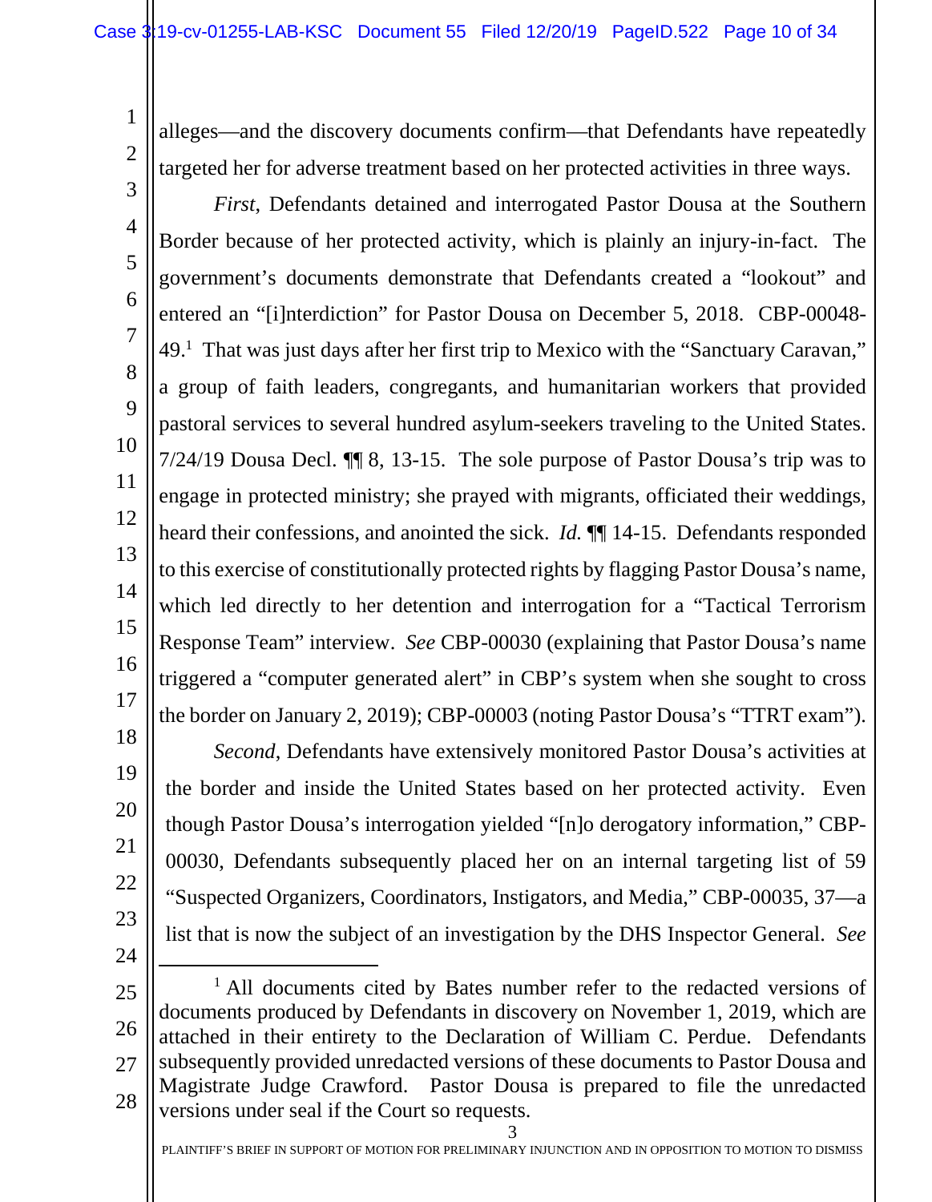alleges—and the discovery documents confirm—that Defendants have repeatedly targeted her for adverse treatment based on her protected activities in three ways.

*First*, Defendants detained and interrogated Pastor Dousa at the Southern Border because of her protected activity, which is plainly an injury-in-fact. The government's documents demonstrate that Defendants created a "lookout" and entered an "[i]nterdiction" for Pastor Dousa on December 5, 2018. CBP-00048-49.[1] That was just days after her first trip to Mexico with the "Sanctuary Caravan," a group of faith leaders, congregants, and humanitarian workers that provided pastoral services to several hundred asylum-seekers traveling to the United States. 7/24/19 Dousa Decl. ¶¶ 8, 13-15. The sole purpose of Pastor Dousa's trip was to engage in protected ministry; she prayed with migrants, officiated their weddings, heard their confessions, and anointed the sick. *Id.* ¶¶ 14-15. Defendants responded to this exercise of constitutionally protected rights by flagging Pastor Dousa's name, which led directly to her detention and interrogation for a "Tactical Terrorism Response Team" interview. *See* CBP-00030 (explaining that Pastor Dousa's name triggered a "computer generated alert" in CBP's system when she sought to cross the border on January 2, 2019); CBP-00003 (noting Pastor Dousa's "TTRT exam").

*Second*, Defendants have extensively monitored Pastor Dousa's activities at the border and inside the United States based on her protected activity. Even though Pastor Dousa's interrogation yielded "[n]o derogatory information," CBP-00030, Defendants subsequently placed her on an internal targeting list of 59 "Suspected Organizers, Coordinators, Instigators, and Media," CBP-00035, 37—a list that is now the subject of an investigation by the DHS Inspector General. *See*

[1] All documents cited by Bates number refer to the redacted versions of documents produced by Defendants in discovery on November 1, 2019, which are attached in their entirety to the Declaration of William C. Perdue. Defendants subsequently provided unredacted versions of these documents to Pastor Dousa and Magistrate Judge Crawford. Pastor Dousa is prepared to file the unredacted versions under seal if the Court so requests.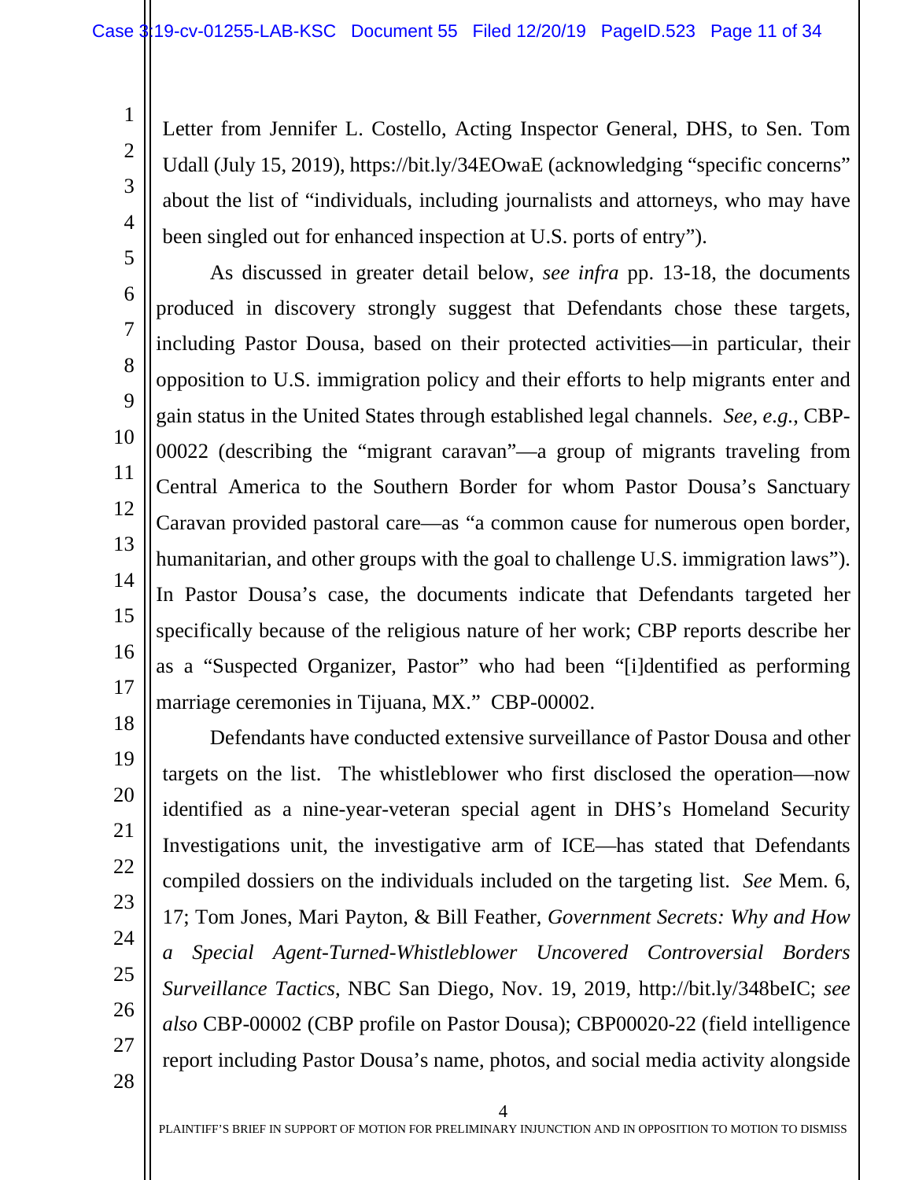Letter from Jennifer L. Costello, Acting Inspector General, DHS, to Sen. Tom Udall (July 15, 2019), https://bit.ly/34EOwaE (acknowledging "specific concerns" about the list of "individuals, including journalists and attorneys, who may have been singled out for enhanced inspection at U.S. ports of entry").

As discussed in greater detail below, *see infra* pp. 13-18, the documents produced in discovery strongly suggest that Defendants chose these targets, including Pastor Dousa, based on their protected activities—in particular, their opposition to U.S. immigration policy and their efforts to help migrants enter and gain status in the United States through established legal channels. *See, e.g.*, CBP-00022 (describing the "migrant caravan"—a group of migrants traveling from Central America to the Southern Border for whom Pastor Dousa's Sanctuary Caravan provided pastoral care—as "a common cause for numerous open border, humanitarian, and other groups with the goal to challenge U.S. immigration laws"). In Pastor Dousa's case, the documents indicate that Defendants targeted her specifically because of the religious nature of her work; CBP reports describe her as a "Suspected Organizer, Pastor" who had been "[i]dentified as performing marriage ceremonies in Tijuana, MX." CBP-00002.

Defendants have conducted extensive surveillance of Pastor Dousa and other targets on the list. The whistleblower who first disclosed the operation—now identified as a nine-year-veteran special agent in DHS's Homeland Security Investigations unit, the investigative arm of ICE—has stated that Defendants compiled dossiers on the individuals included on the targeting list. *See* Mem. 6, 17; Tom Jones, Mari Payton, & Bill Feather, *Government Secrets: Why and How a Special Agent-Turned-Whistleblower Uncovered Controversial Borders Surveillance Tactics*, NBC San Diego, Nov. 19, 2019, http://bit.ly/348beIC; *see also* CBP-00002 (CBP profile on Pastor Dousa); CBP00020-22 (field intelligence report including Pastor Dousa's name, photos, and social media activity alongside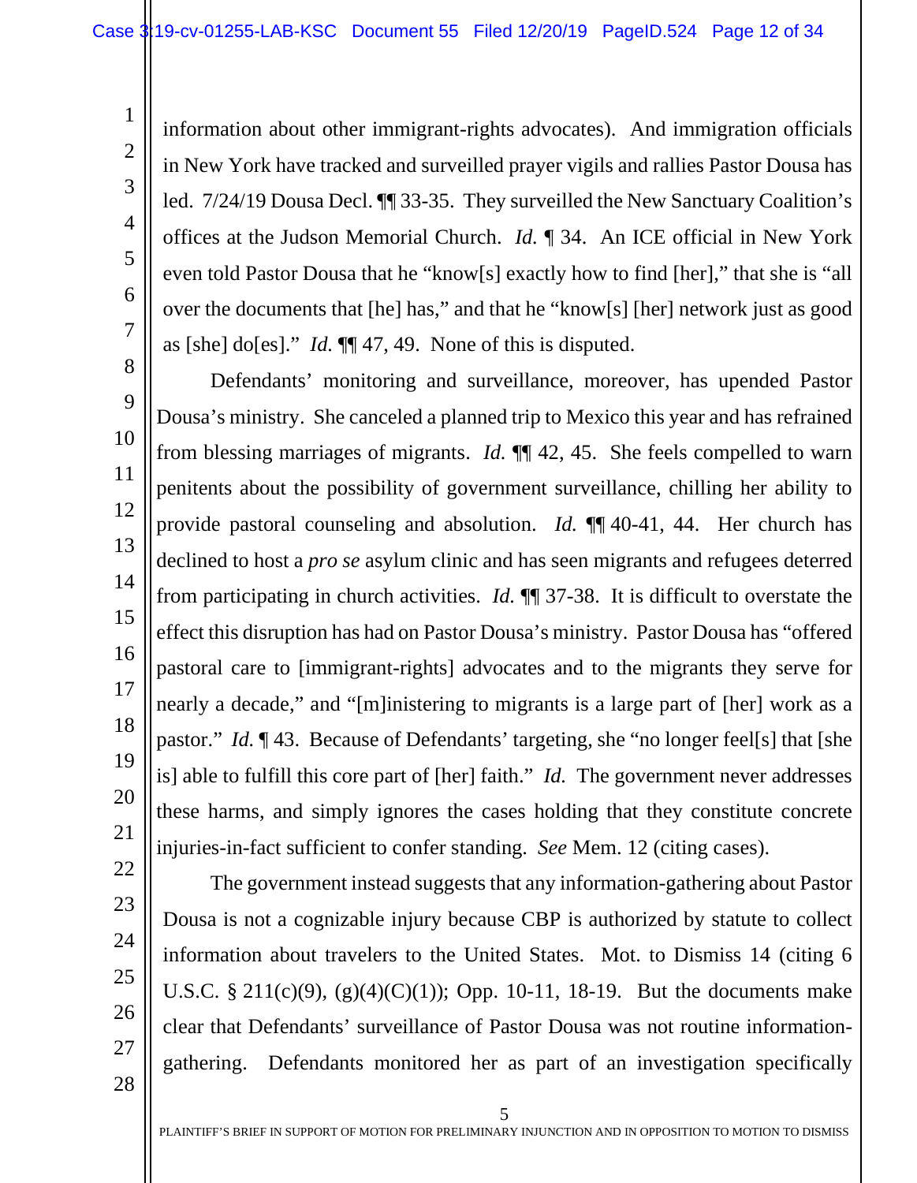information about other immigrant-rights advocates). And immigration officials in New York have tracked and surveilled prayer vigils and rallies Pastor Dousa has led. 7/24/19 Dousa Decl. ¶¶ 33-35. They surveilled the New Sanctuary Coalition's offices at the Judson Memorial Church. *Id.* ¶ 34. An ICE official in New York even told Pastor Dousa that he "know[s] exactly how to find [her]," that she is "all over the documents that [he] has," and that he "know[s] [her] network just as good as [she] do[es]." *Id.* ¶¶ 47, 49. None of this is disputed.

Defendants' monitoring and surveillance, moreover, has upended Pastor Dousa's ministry. She canceled a planned trip to Mexico this year and has refrained from blessing marriages of migrants. *Id.* ¶¶ 42, 45. She feels compelled to warn penitents about the possibility of government surveillance, chilling her ability to provide pastoral counseling and absolution. *Id.* ¶¶ 40-41, 44. Her church has declined to host a *pro se* asylum clinic and has seen migrants and refugees deterred from participating in church activities. *Id.* ¶¶ 37-38. It is difficult to overstate the effect this disruption has had on Pastor Dousa's ministry. Pastor Dousa has "offered pastoral care to [immigrant-rights] advocates and to the migrants they serve for nearly a decade," and "[m]inistering to migrants is a large part of [her] work as a pastor." *Id.* ¶ 43. Because of Defendants' targeting, she "no longer feel[s] that [she is] able to fulfill this core part of [her] faith." *Id.* The government never addresses these harms, and simply ignores the cases holding that they constitute concrete injuries-in-fact sufficient to confer standing. *See* Mem. 12 (citing cases).

The government instead suggests that any information-gathering about Pastor Dousa is not a cognizable injury because CBP is authorized by statute to collect information about travelers to the United States. Mot. to Dismiss 14 (citing 6 U.S.C. § 211(c)(9), (g)(4)(C)(1)); Opp. 10-11, 18-19. But the documents make clear that Defendants' surveillance of Pastor Dousa was not routine information-gathering. Defendants monitored her as part of an investigation specifically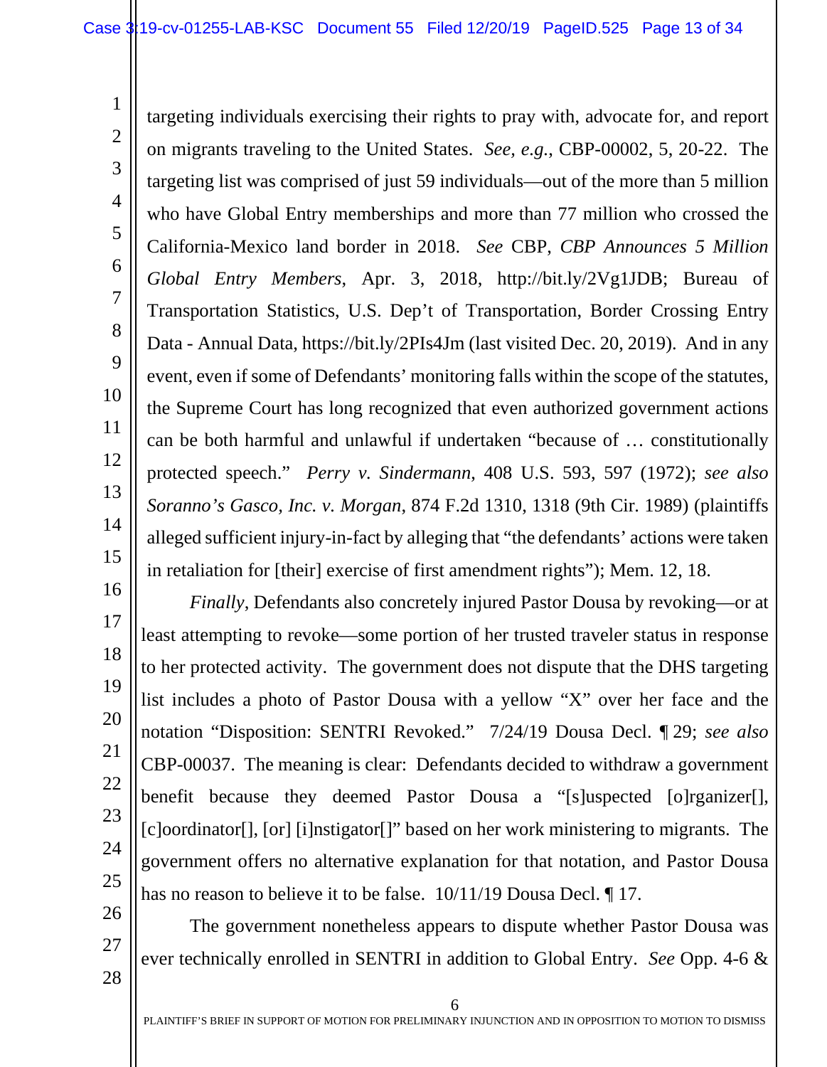targeting individuals exercising their rights to pray with, advocate for, and report on migrants traveling to the United States. *See, e.g.*, CBP-00002, 5, 20-22. The targeting list was comprised of just 59 individuals—out of the more than 5 million who have Global Entry memberships and more than 77 million who crossed the California-Mexico land border in 2018. *See* CBP, *CBP Announces 5 Million Global Entry Members*, Apr. 3, 2018, http://bit.ly/2Vg1JDB; Bureau of Transportation Statistics, U.S. Dep't of Transportation, Border Crossing Entry Data - Annual Data, https://bit.ly/2PIs4Jm (last visited Dec. 20, 2019). And in any event, even if some of Defendants' monitoring falls within the scope of the statutes, the Supreme Court has long recognized that even authorized government actions can be both harmful and unlawful if undertaken "because of … constitutionally protected speech." *Perry v. Sindermann*, 408 U.S. 593, 597 (1972); *see also Soranno's Gasco, Inc. v. Morgan*, 874 F.2d 1310, 1318 (9th Cir. 1989) (plaintiffs alleged sufficient injury-in-fact by alleging that "the defendants' actions were taken in retaliation for [their] exercise of first amendment rights"); Mem. 12, 18.

*Finally*, Defendants also concretely injured Pastor Dousa by revoking—or at least attempting to revoke—some portion of her trusted traveler status in response to her protected activity. The government does not dispute that the DHS targeting list includes a photo of Pastor Dousa with a yellow "X" over her face and the notation "Disposition: SENTRI Revoked." 7/24/19 Dousa Decl. ¶ 29; *see also* CBP-00037. The meaning is clear: Defendants decided to withdraw a government benefit because they deemed Pastor Dousa a "[s]uspected [o]rganizer[], [c]oordinator[], [or] [i]nstigator[]" based on her work ministering to migrants. The government offers no alternative explanation for that notation, and Pastor Dousa has no reason to believe it to be false. 10/11/19 Dousa Decl. ¶ 17.

The government nonetheless appears to dispute whether Pastor Dousa was ever technically enrolled in SENTRI in addition to Global Entry. *See* Opp. 4-6 &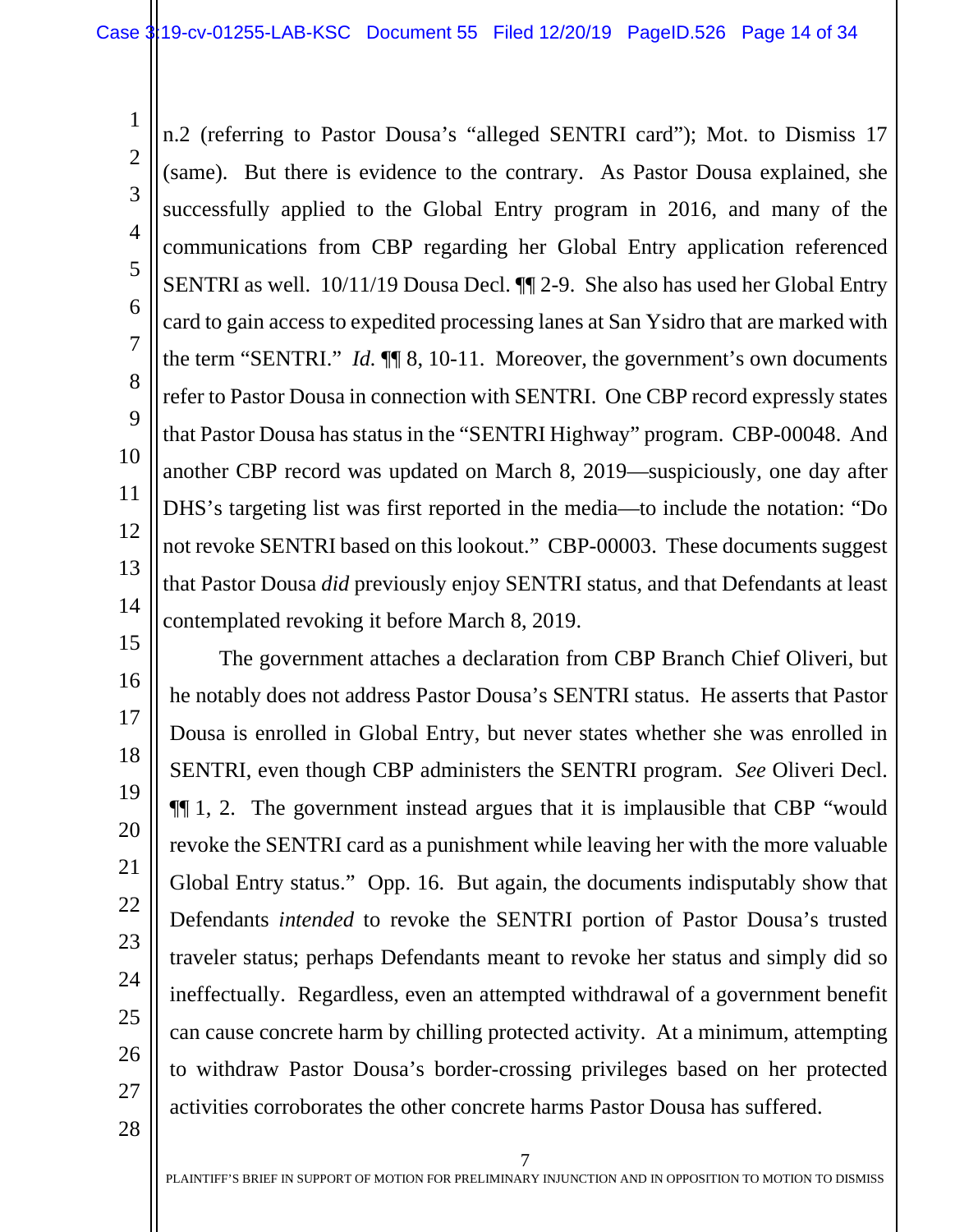n.2 (referring to Pastor Dousa's "alleged SENTRI card"); Mot. to Dismiss 17 (same). But there is evidence to the contrary. As Pastor Dousa explained, she successfully applied to the Global Entry program in 2016, and many of the communications from CBP regarding her Global Entry application referenced SENTRI as well. 10/11/19 Dousa Decl. ¶¶ 2-9. She also has used her Global Entry card to gain access to expedited processing lanes at San Ysidro that are marked with the term "SENTRI." *Id.* ¶¶ 8, 10-11. Moreover, the government's own documents refer to Pastor Dousa in connection with SENTRI. One CBP record expressly states that Pastor Dousa has status in the "SENTRI Highway" program. CBP-00048. And another CBP record was updated on March 8, 2019—suspiciously, one day after DHS's targeting list was first reported in the media—to include the notation: "Do not revoke SENTRI based on this lookout." CBP-00003. These documents suggest that Pastor Dousa *did* previously enjoy SENTRI status, and that Defendants at least contemplated revoking it before March 8, 2019.

The government attaches a declaration from CBP Branch Chief Oliveri, but he notably does not address Pastor Dousa's SENTRI status. He asserts that Pastor Dousa is enrolled in Global Entry, but never states whether she was enrolled in SENTRI, even though CBP administers the SENTRI program. *See* Oliveri Decl. ¶¶ 1, 2. The government instead argues that it is implausible that CBP "would revoke the SENTRI card as a punishment while leaving her with the more valuable Global Entry status." Opp. 16. But again, the documents indisputably show that Defendants *intended* to revoke the SENTRI portion of Pastor Dousa's trusted traveler status; perhaps Defendants meant to revoke her status and simply did so ineffectually. Regardless, even an attempted withdrawal of a government benefit can cause concrete harm by chilling protected activity. At a minimum, attempting to withdraw Pastor Dousa's border-crossing privileges based on her protected activities corroborates the other concrete harms Pastor Dousa has suffered.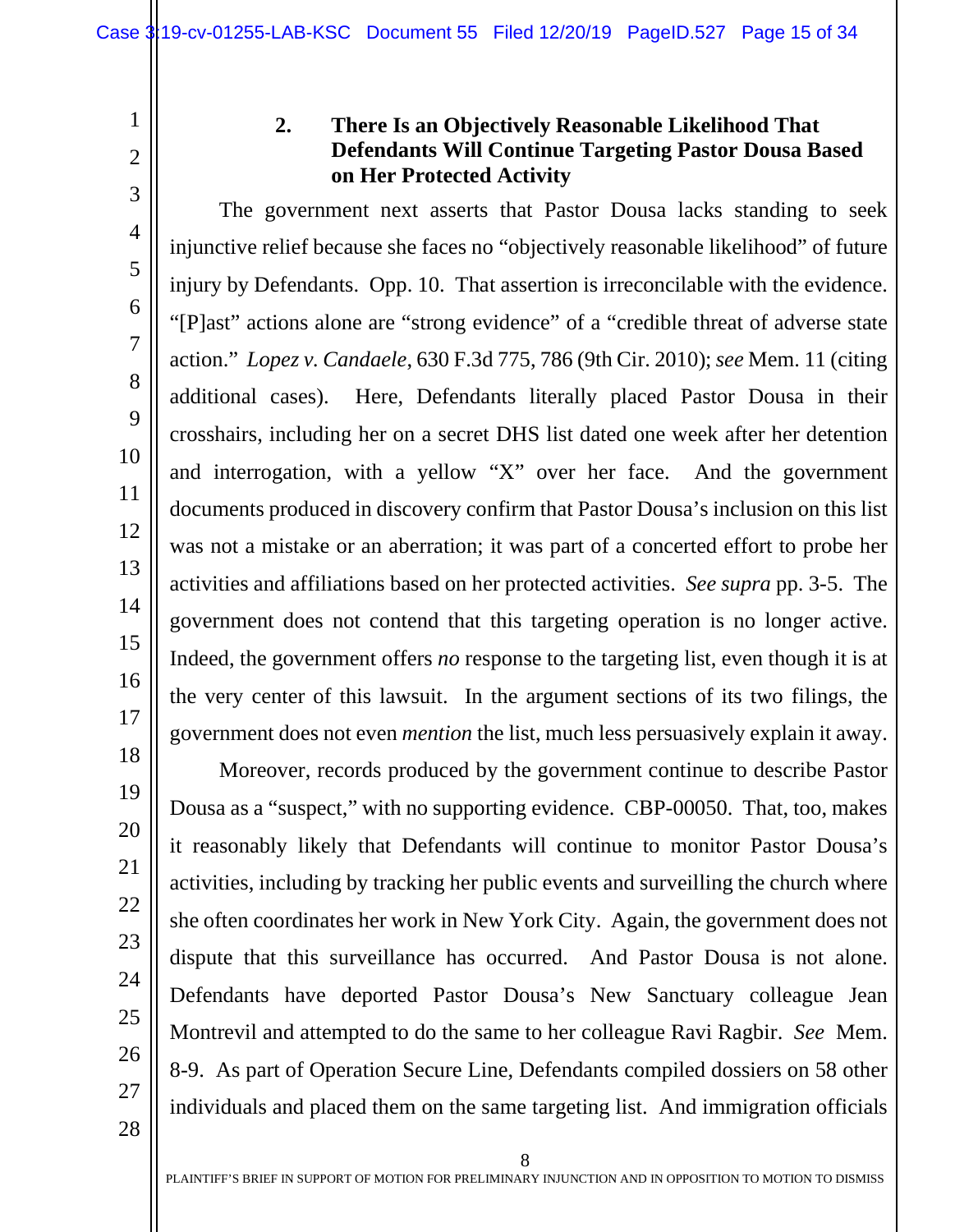### 2. There Is an Objectively Reasonable Likelihood That Defendants Will Continue Targeting Pastor Dousa Based on Her Protected Activity

The government next asserts that Pastor Dousa lacks standing to seek injunctive relief because she faces no "objectively reasonable likelihood" of future injury by Defendants. Opp. 10. That assertion is irreconcilable with the evidence. "[P]ast" actions alone are "strong evidence" of a "credible threat of adverse state action." *Lopez v. Candaele*, 630 F.3d 775, 786 (9th Cir. 2010); *see* Mem. 11 (citing additional cases). Here, Defendants literally placed Pastor Dousa in their crosshairs, including her on a secret DHS list dated one week after her detention and interrogation, with a yellow "X" over her face. And the government documents produced in discovery confirm that Pastor Dousa's inclusion on this list was not a mistake or an aberration; it was part of a concerted effort to probe her activities and affiliations based on her protected activities. *See supra* pp. 3-5. The government does not contend that this targeting operation is no longer active. Indeed, the government offers *no* response to the targeting list, even though it is at the very center of this lawsuit. In the argument sections of its two filings, the government does not even *mention* the list, much less persuasively explain it away.

Moreover, records produced by the government continue to describe Pastor Dousa as a "suspect," with no supporting evidence. CBP-00050. That, too, makes it reasonably likely that Defendants will continue to monitor Pastor Dousa's activities, including by tracking her public events and surveilling the church where she often coordinates her work in New York City. Again, the government does not dispute that this surveillance has occurred. And Pastor Dousa is not alone. Defendants have deported Pastor Dousa's New Sanctuary colleague Jean Montrevil and attempted to do the same to her colleague Ravi Ragbir. *See* Mem. 8-9. As part of Operation Secure Line, Defendants compiled dossiers on 58 other individuals and placed them on the same targeting list. And immigration officials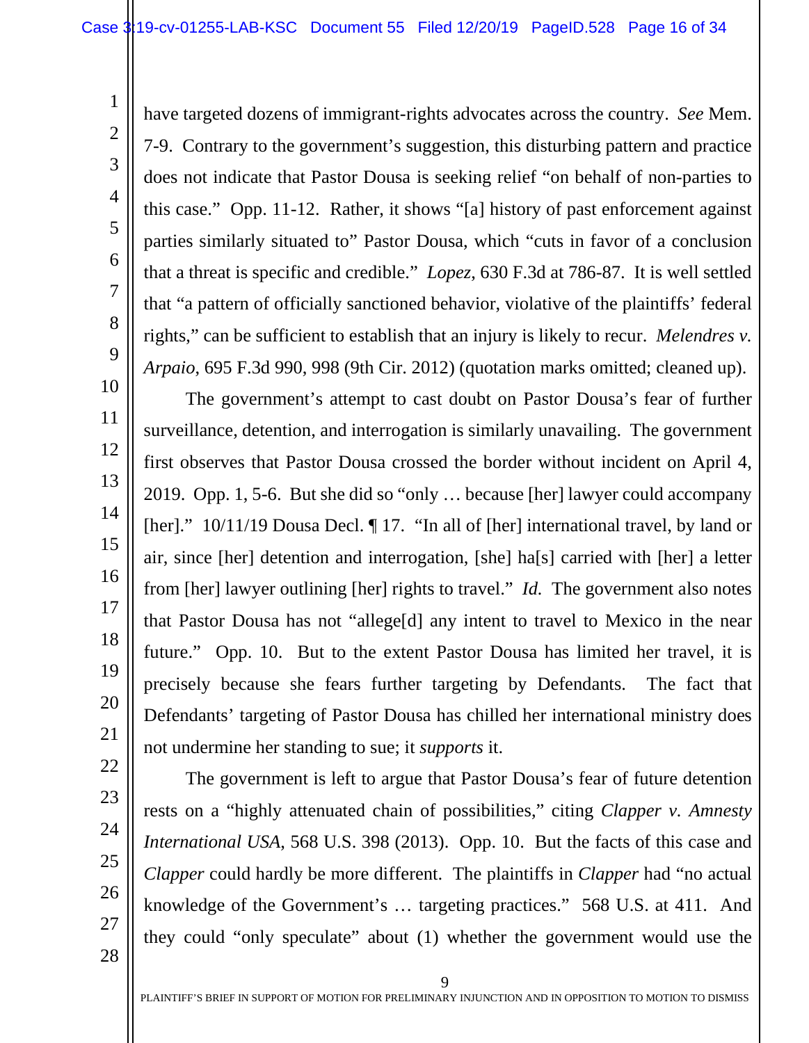have targeted dozens of immigrant-rights advocates across the country. *See* Mem. 7-9. Contrary to the government's suggestion, this disturbing pattern and practice does not indicate that Pastor Dousa is seeking relief "on behalf of non-parties to this case." Opp. 11-12. Rather, it shows "[a] history of past enforcement against parties similarly situated to" Pastor Dousa, which "cuts in favor of a conclusion that a threat is specific and credible." *Lopez*, 630 F.3d at 786-87. It is well settled that "a pattern of officially sanctioned behavior, violative of the plaintiffs' federal rights," can be sufficient to establish that an injury is likely to recur. *Melendres v. Arpaio*, 695 F.3d 990, 998 (9th Cir. 2012) (quotation marks omitted; cleaned up).

The government's attempt to cast doubt on Pastor Dousa's fear of further surveillance, detention, and interrogation is similarly unavailing. The government first observes that Pastor Dousa crossed the border without incident on April 4, 2019. Opp. 1, 5-6. But she did so "only … because [her] lawyer could accompany [her]." 10/11/19 Dousa Decl. ¶ 17. "In all of [her] international travel, by land or air, since [her] detention and interrogation, [she] ha[s] carried with [her] a letter from [her] lawyer outlining [her] rights to travel." *Id.* The government also notes that Pastor Dousa has not "allege[d] any intent to travel to Mexico in the near future." Opp. 10. But to the extent Pastor Dousa has limited her travel, it is precisely because she fears further targeting by Defendants. The fact that Defendants' targeting of Pastor Dousa has chilled her international ministry does not undermine her standing to sue; it *supports* it.

The government is left to argue that Pastor Dousa's fear of future detention rests on a "highly attenuated chain of possibilities," citing *Clapper v. Amnesty International USA*, 568 U.S. 398 (2013). Opp. 10. But the facts of this case and *Clapper* could hardly be more different. The plaintiffs in *Clapper* had "no actual knowledge of the Government's … targeting practices." 568 U.S. at 411. And they could "only speculate" about (1) whether the government would use the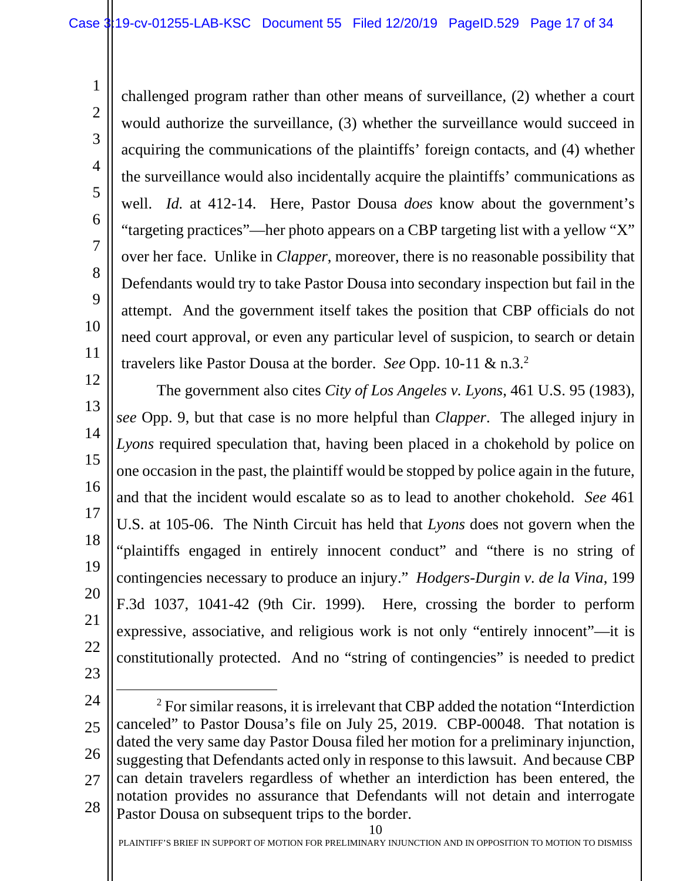challenged program rather than other means of surveillance, (2) whether a court would authorize the surveillance, (3) whether the surveillance would succeed in acquiring the communications of the plaintiffs' foreign contacts, and (4) whether the surveillance would also incidentally acquire the plaintiffs' communications as well. *Id.* at 412-14. Here, Pastor Dousa *does* know about the government's "targeting practices"—her photo appears on a CBP targeting list with a yellow "X" over her face. Unlike in *Clapper*, moreover, there is no reasonable possibility that Defendants would try to take Pastor Dousa into secondary inspection but fail in the attempt. And the government itself takes the position that CBP officials do not need court approval, or even any particular level of suspicion, to search or detain travelers like Pastor Dousa at the border. *See* Opp. 10-11 & n.3.[2]

The government also cites *City of Los Angeles v. Lyons*, 461 U.S. 95 (1983), *see* Opp. 9, but that case is no more helpful than *Clapper*. The alleged injury in *Lyons* required speculation that, having been placed in a chokehold by police on one occasion in the past, the plaintiff would be stopped by police again in the future, and that the incident would escalate so as to lead to another chokehold. *See* 461 U.S. at 105-06. The Ninth Circuit has held that *Lyons* does not govern when the "plaintiffs engaged in entirely innocent conduct" and "there is no string of contingencies necessary to produce an injury." *Hodgers-Durgin v. de la Vina*, 199 F.3d 1037, 1041-42 (9th Cir. 1999). Here, crossing the border to perform expressive, associative, and religious work is not only "entirely innocent"—it is constitutionally protected. And no "string of contingencies" is needed to predict

---

[2] For similar reasons, it is irrelevant that CBP added the notation "Interdiction canceled" to Pastor Dousa's file on July 25, 2019. CBP-00048. That notation is dated the very same day Pastor Dousa filed her motion for a preliminary injunction, suggesting that Defendants acted only in response to this lawsuit. And because CBP can detain travelers regardless of whether an interdiction has been entered, the notation provides no assurance that Defendants will not detain and interrogate Pastor Dousa on subsequent trips to the border.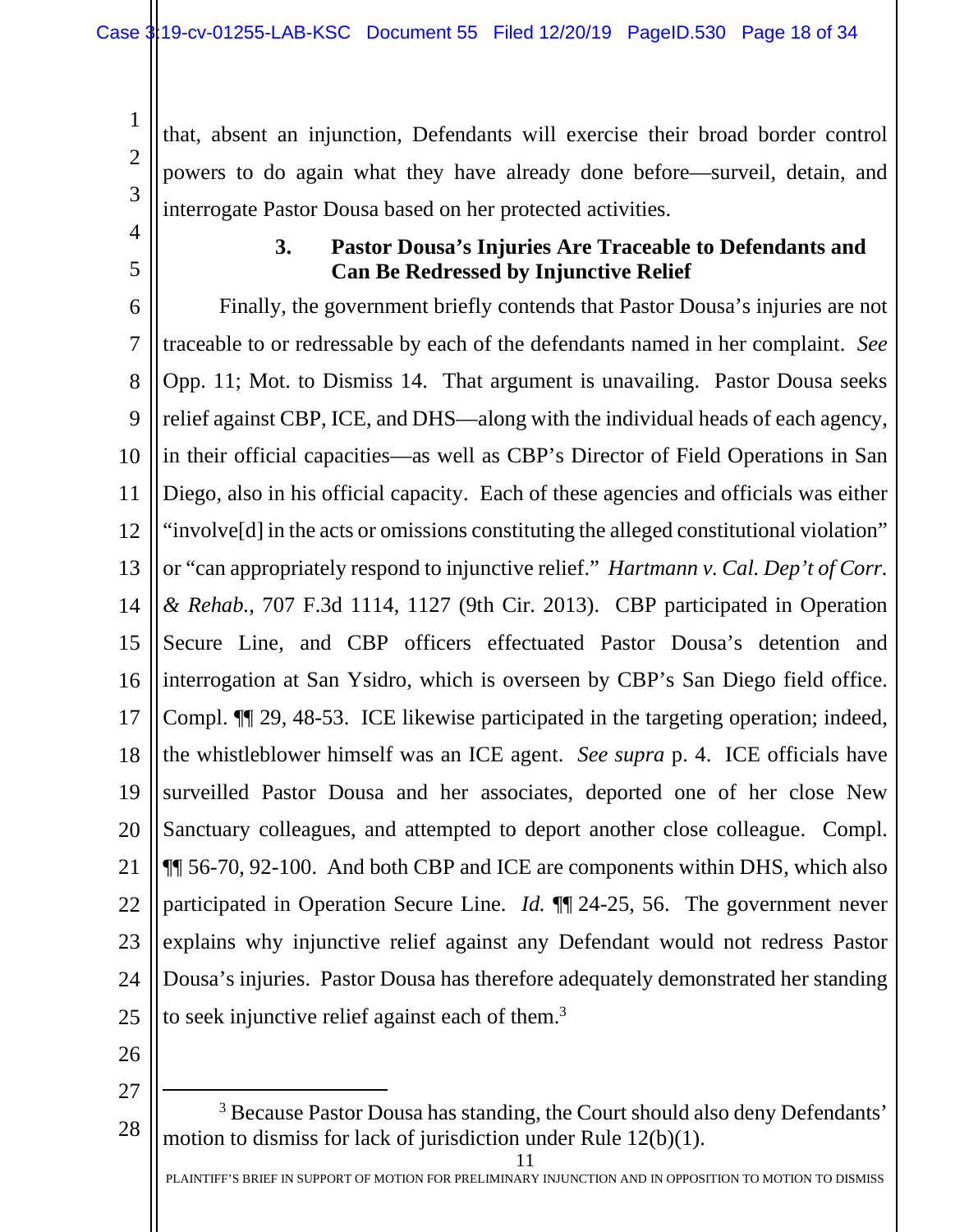that, absent an injunction, Defendants will exercise their broad border control powers to do again what they have already done before—surveil, detain, and interrogate Pastor Dousa based on her protected activities.

### 3. Pastor Dousa's Injuries Are Traceable to Defendants and Can Be Redressed by Injunctive Relief

Finally, the government briefly contends that Pastor Dousa's injuries are not traceable to or redressable by each of the defendants named in her complaint. *See* Opp. 11; Mot. to Dismiss 14. That argument is unavailing. Pastor Dousa seeks relief against CBP, ICE, and DHS—along with the individual heads of each agency, in their official capacities—as well as CBP's Director of Field Operations in San Diego, also in his official capacity. Each of these agencies and officials was either "involve[d] in the acts or omissions constituting the alleged constitutional violation" or "can appropriately respond to injunctive relief." *Hartmann v. Cal. Dep't of Corr. & Rehab.*, 707 F.3d 1114, 1127 (9th Cir. 2013). CBP participated in Operation Secure Line, and CBP officers effectuated Pastor Dousa's detention and interrogation at San Ysidro, which is overseen by CBP's San Diego field office. Compl. ¶¶ 29, 48-53. ICE likewise participated in the targeting operation; indeed, the whistleblower himself was an ICE agent. *See supra* p. 4. ICE officials have surveilled Pastor Dousa and her associates, deported one of her close New Sanctuary colleagues, and attempted to deport another close colleague. Compl. ¶¶ 56-70, 92-100. And both CBP and ICE are components within DHS, which also participated in Operation Secure Line. *Id.* ¶¶ 24-25, 56. The government never explains why injunctive relief against any Defendant would not redress Pastor Dousa's injuries. Pastor Dousa has therefore adequately demonstrated her standing to seek injunctive relief against each of them.[3]

---

[3] Because Pastor Dousa has standing, the Court should also deny Defendants' motion to dismiss for lack of jurisdiction under Rule 12(b)(1).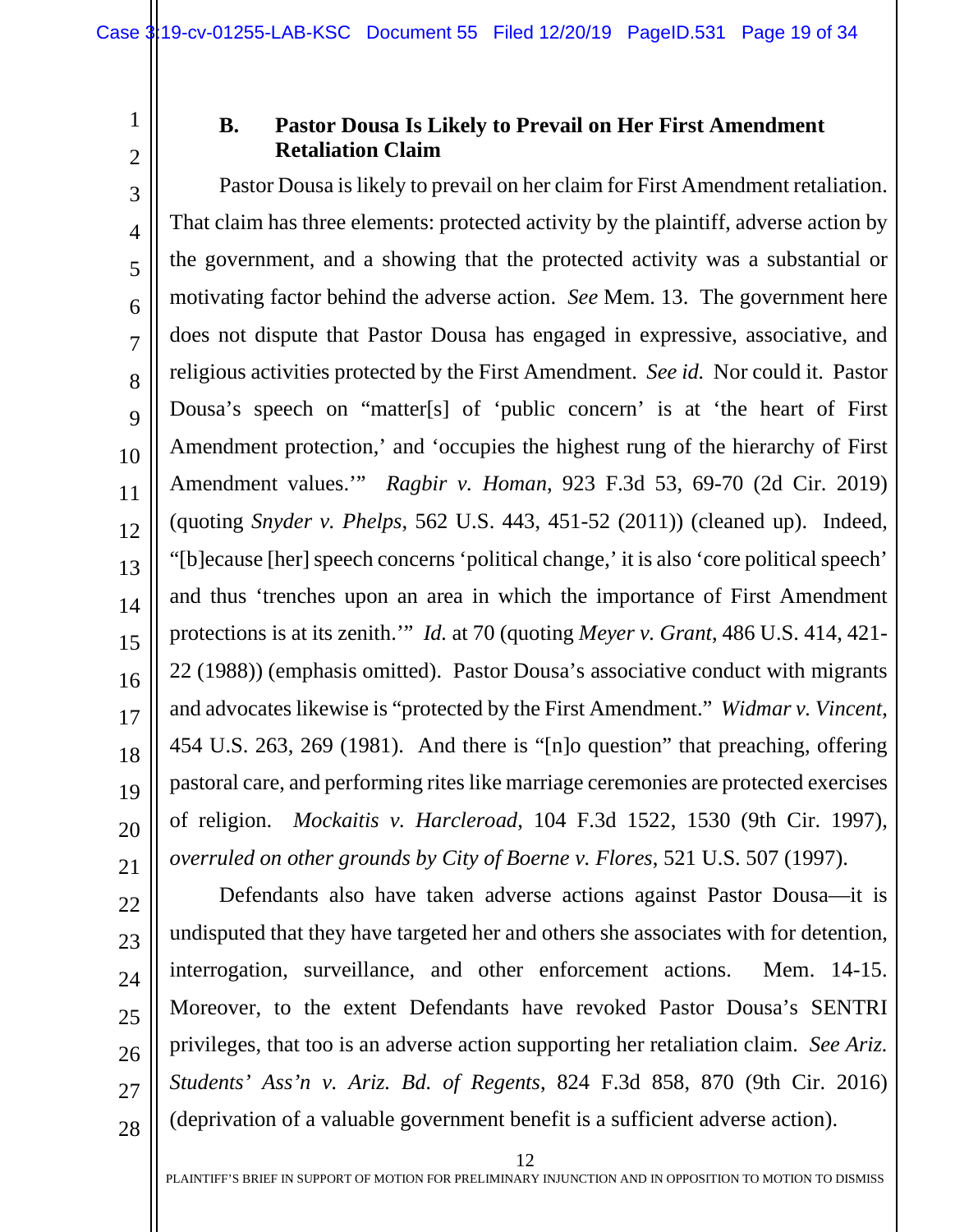### B. Pastor Dousa Is Likely to Prevail on Her First Amendment Retaliation Claim

Pastor Dousa is likely to prevail on her claim for First Amendment retaliation. That claim has three elements: protected activity by the plaintiff, adverse action by the government, and a showing that the protected activity was a substantial or motivating factor behind the adverse action. *See* Mem. 13. The government here does not dispute that Pastor Dousa has engaged in expressive, associative, and religious activities protected by the First Amendment. *See id.* Nor could it. Pastor Dousa's speech on "matter[s] of 'public concern' is at 'the heart of First Amendment protection,' and 'occupies the highest rung of the hierarchy of First Amendment values.'" *Ragbir v. Homan*, 923 F.3d 53, 69-70 (2d Cir. 2019) (quoting *Snyder v. Phelps*, 562 U.S. 443, 451-52 (2011)) (cleaned up). Indeed, "[b]ecause [her] speech concerns 'political change,' it is also 'core political speech' and thus 'trenches upon an area in which the importance of First Amendment protections is at its zenith.'" *Id.* at 70 (quoting *Meyer v. Grant*, 486 U.S. 414, 421-22 (1988)) (emphasis omitted). Pastor Dousa's associative conduct with migrants and advocates likewise is "protected by the First Amendment." *Widmar v. Vincent*, 454 U.S. 263, 269 (1981). And there is "[n]o question" that preaching, offering pastoral care, and performing rites like marriage ceremonies are protected exercises of religion. *Mockaitis v. Harcleroad*, 104 F.3d 1522, 1530 (9th Cir. 1997), *overruled on other grounds by City of Boerne v. Flores*, 521 U.S. 507 (1997).

Defendants also have taken adverse actions against Pastor Dousa—it is undisputed that they have targeted her and others she associates with for detention, interrogation, surveillance, and other enforcement actions. Mem. 14-15. Moreover, to the extent Defendants have revoked Pastor Dousa's SENTRI privileges, that too is an adverse action supporting her retaliation claim. *See Ariz. Students' Ass'n v. Ariz. Bd. of Regents*, 824 F.3d 858, 870 (9th Cir. 2016) (deprivation of a valuable government benefit is a sufficient adverse action).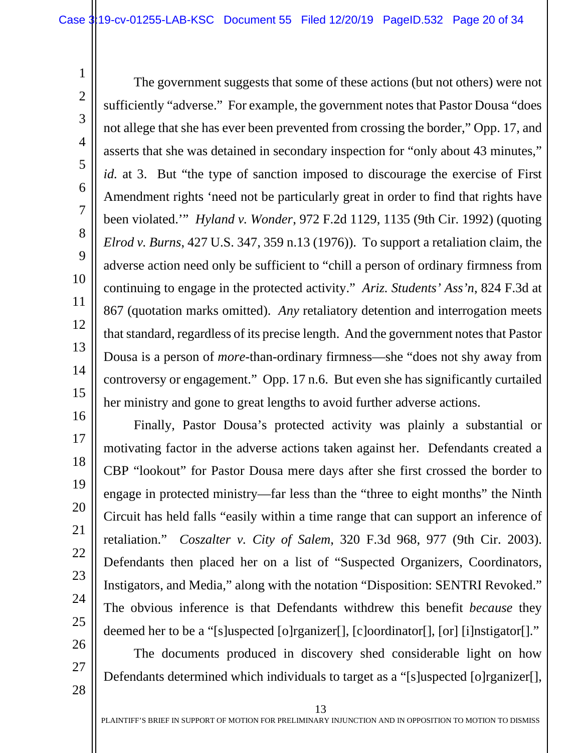The government suggests that some of these actions (but not others) were not sufficiently "adverse." For example, the government notes that Pastor Dousa "does not allege that she has ever been prevented from crossing the border," Opp. 17, and asserts that she was detained in secondary inspection for "only about 43 minutes," *id.* at 3. But "the type of sanction imposed to discourage the exercise of First Amendment rights 'need not be particularly great in order to find that rights have been violated.'" *Hyland v. Wonder*, 972 F.2d 1129, 1135 (9th Cir. 1992) (quoting *Elrod v. Burns*, 427 U.S. 347, 359 n.13 (1976)). To support a retaliation claim, the adverse action need only be sufficient to "chill a person of ordinary firmness from continuing to engage in the protected activity." *Ariz. Students' Ass'n*, 824 F.3d at 867 (quotation marks omitted). *Any* retaliatory detention and interrogation meets that standard, regardless of its precise length. And the government notes that Pastor Dousa is a person of *more*-than-ordinary firmness—she "does not shy away from controversy or engagement." Opp. 17 n.6. But even she has significantly curtailed her ministry and gone to great lengths to avoid further adverse actions.

Finally, Pastor Dousa's protected activity was plainly a substantial or motivating factor in the adverse actions taken against her. Defendants created a CBP "lookout" for Pastor Dousa mere days after she first crossed the border to engage in protected ministry—far less than the "three to eight months" the Ninth Circuit has held falls "easily within a time range that can support an inference of retaliation." *Coszalter v. City of Salem*, 320 F.3d 968, 977 (9th Cir. 2003). Defendants then placed her on a list of "Suspected Organizers, Coordinators, Instigators, and Media," along with the notation "Disposition: SENTRI Revoked." The obvious inference is that Defendants withdrew this benefit *because* they deemed her to be a "[s]uspected [o]rganizer[], [c]oordinator[], [or] [i]nstigator[]."

The documents produced in discovery shed considerable light on how Defendants determined which individuals to target as a "[s]uspected [o]rganizer[],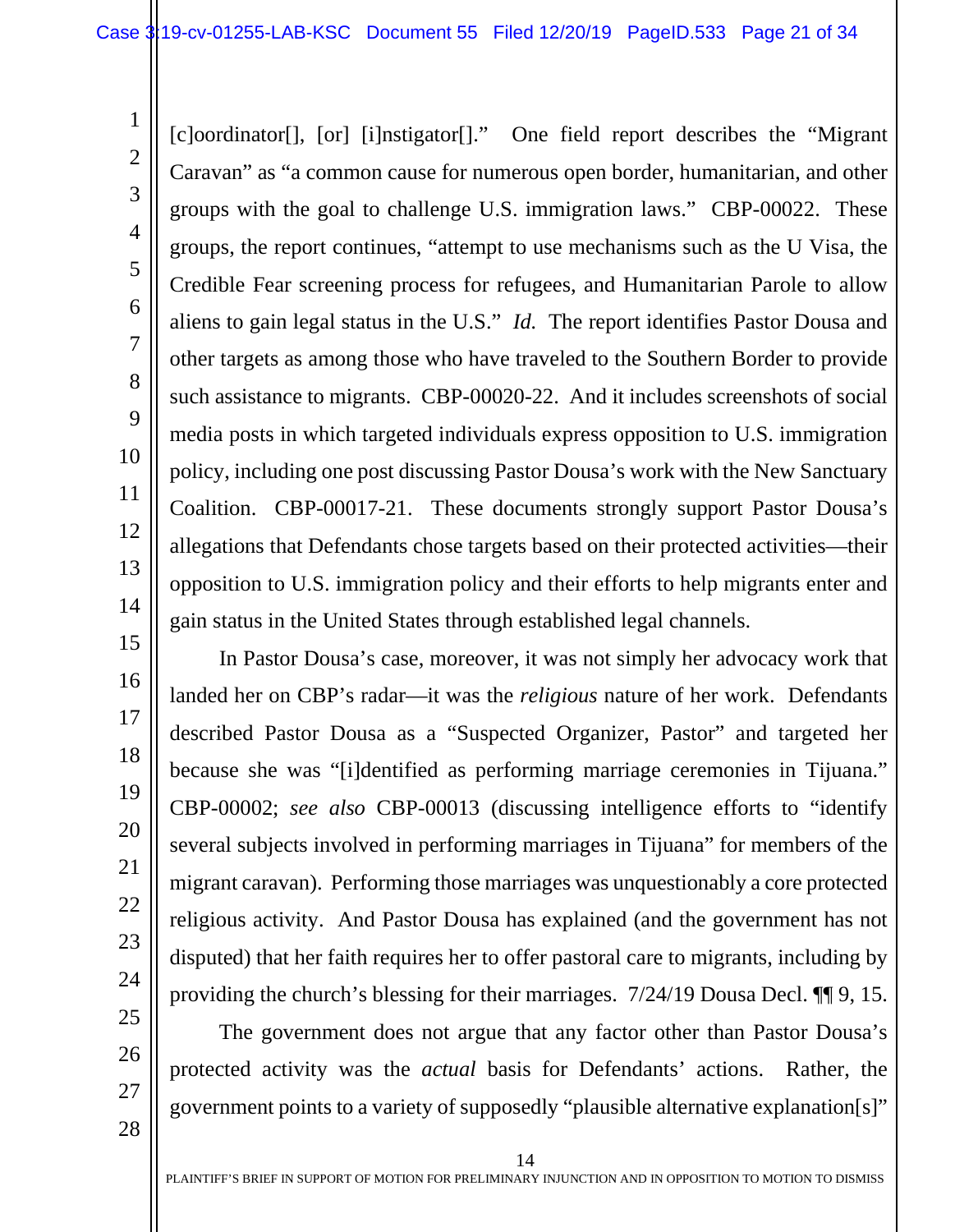[c]oordinator[], [or] [i]nstigator[]." One field report describes the "Migrant Caravan" as "a common cause for numerous open border, humanitarian, and other groups with the goal to challenge U.S. immigration laws." CBP-00022. These groups, the report continues, "attempt to use mechanisms such as the U Visa, the Credible Fear screening process for refugees, and Humanitarian Parole to allow aliens to gain legal status in the U.S." *Id.* The report identifies Pastor Dousa and other targets as among those who have traveled to the Southern Border to provide such assistance to migrants. CBP-00020-22. And it includes screenshots of social media posts in which targeted individuals express opposition to U.S. immigration policy, including one post discussing Pastor Dousa's work with the New Sanctuary Coalition. CBP-00017-21. These documents strongly support Pastor Dousa's allegations that Defendants chose targets based on their protected activities—their opposition to U.S. immigration policy and their efforts to help migrants enter and gain status in the United States through established legal channels.

In Pastor Dousa's case, moreover, it was not simply her advocacy work that landed her on CBP's radar—it was the *religious* nature of her work. Defendants described Pastor Dousa as a "Suspected Organizer, Pastor" and targeted her because she was "[i]dentified as performing marriage ceremonies in Tijuana." CBP-00002; *see also* CBP-00013 (discussing intelligence efforts to "identify several subjects involved in performing marriages in Tijuana" for members of the migrant caravan). Performing those marriages was unquestionably a core protected religious activity. And Pastor Dousa has explained (and the government has not disputed) that her faith requires her to offer pastoral care to migrants, including by providing the church's blessing for their marriages. 7/24/19 Dousa Decl. ¶¶ 9, 15.

The government does not argue that any factor other than Pastor Dousa's protected activity was the *actual* basis for Defendants' actions. Rather, the government points to a variety of supposedly "plausible alternative explanation[s]"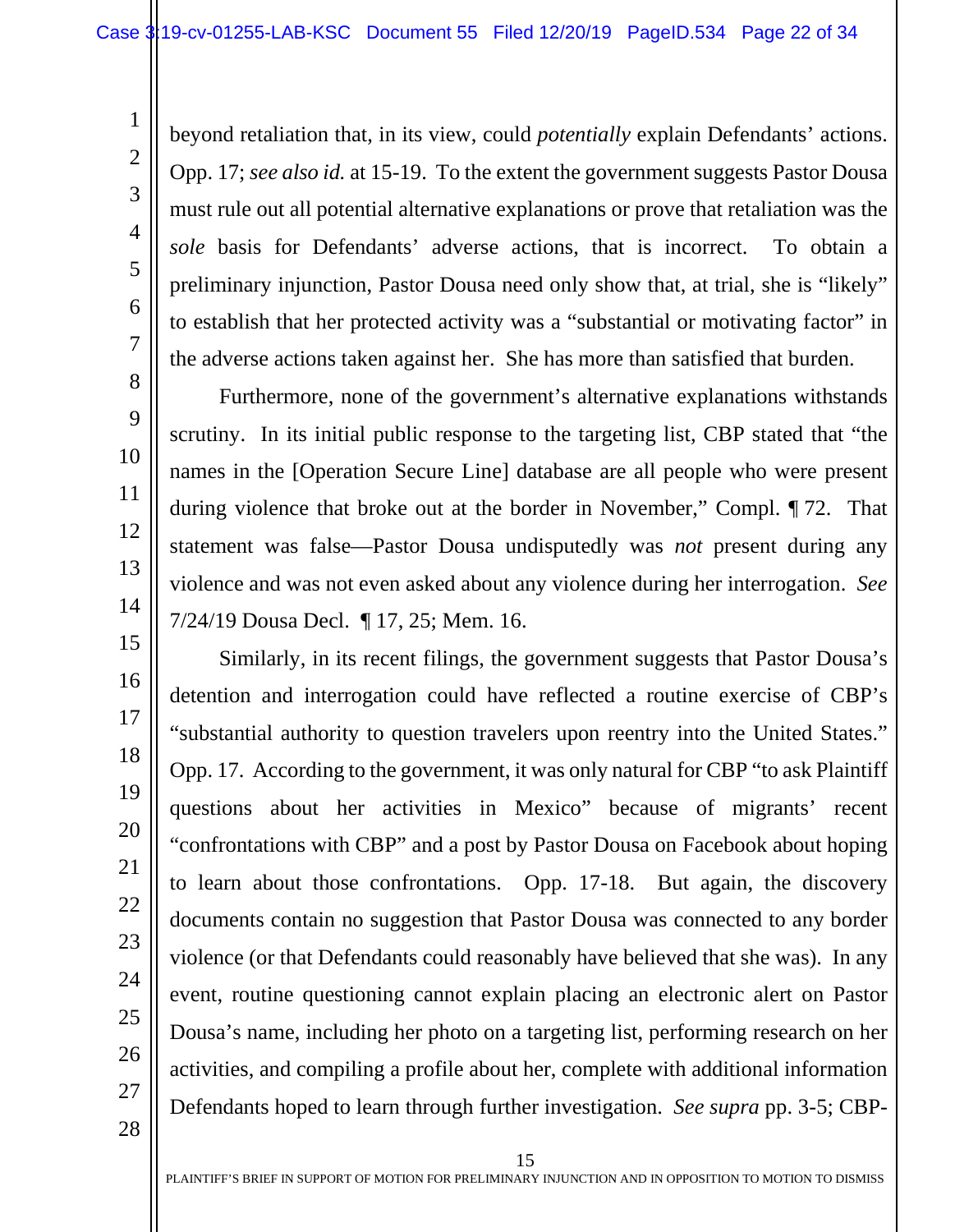beyond retaliation that, in its view, could *potentially* explain Defendants' actions. Opp. 17; *see also id.* at 15-19. To the extent the government suggests Pastor Dousa must rule out all potential alternative explanations or prove that retaliation was the *sole* basis for Defendants' adverse actions, that is incorrect. To obtain a preliminary injunction, Pastor Dousa need only show that, at trial, she is "likely" to establish that her protected activity was a "substantial or motivating factor" in the adverse actions taken against her. She has more than satisfied that burden.

Furthermore, none of the government's alternative explanations withstands scrutiny. In its initial public response to the targeting list, CBP stated that "the names in the [Operation Secure Line] database are all people who were present during violence that broke out at the border in November," Compl. ¶ 72. That statement was false—Pastor Dousa undisputedly was *not* present during any violence and was not even asked about any violence during her interrogation. *See* 7/24/19 Dousa Decl. ¶ 17, 25; Mem. 16.

Similarly, in its recent filings, the government suggests that Pastor Dousa's detention and interrogation could have reflected a routine exercise of CBP's "substantial authority to question travelers upon reentry into the United States." Opp. 17. According to the government, it was only natural for CBP "to ask Plaintiff questions about her activities in Mexico" because of migrants' recent "confrontations with CBP" and a post by Pastor Dousa on Facebook about hoping to learn about those confrontations. Opp. 17-18. But again, the discovery documents contain no suggestion that Pastor Dousa was connected to any border violence (or that Defendants could reasonably have believed that she was). In any event, routine questioning cannot explain placing an electronic alert on Pastor Dousa's name, including her photo on a targeting list, performing research on her activities, and compiling a profile about her, complete with additional information Defendants hoped to learn through further investigation. *See supra* pp. 3-5; CBP-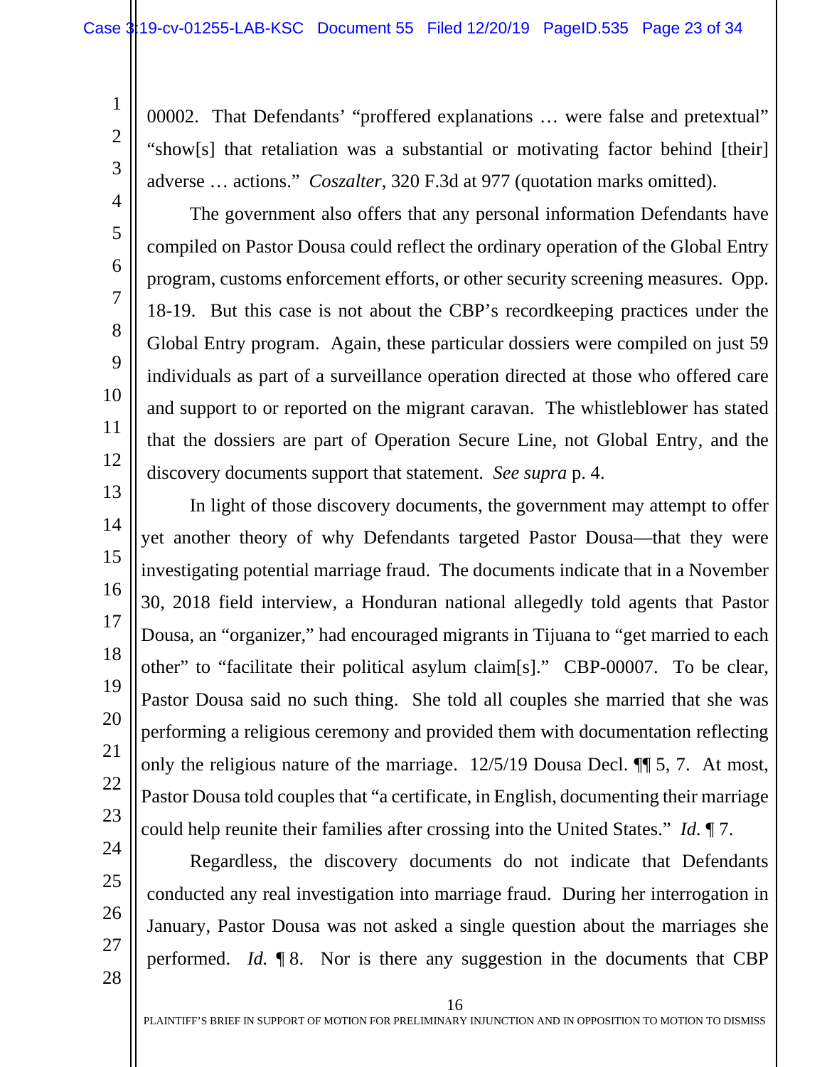00002. That Defendants' "proffered explanations … were false and pretextual" "show[s] that retaliation was a substantial or motivating factor behind [their] adverse … actions." *Coszalter*, 320 F.3d at 977 (quotation marks omitted).

The government also offers that any personal information Defendants have compiled on Pastor Dousa could reflect the ordinary operation of the Global Entry program, customs enforcement efforts, or other security screening measures. Opp. 18-19. But this case is not about the CBP's recordkeeping practices under the Global Entry program. Again, these particular dossiers were compiled on just 59 individuals as part of a surveillance operation directed at those who offered care and support to or reported on the migrant caravan. The whistleblower has stated that the dossiers are part of Operation Secure Line, not Global Entry, and the discovery documents support that statement. *See supra* p. 4.

In light of those discovery documents, the government may attempt to offer yet another theory of why Defendants targeted Pastor Dousa—that they were investigating potential marriage fraud. The documents indicate that in a November 30, 2018 field interview, a Honduran national allegedly told agents that Pastor Dousa, an "organizer," had encouraged migrants in Tijuana to "get married to each other" to "facilitate their political asylum claim[s]." CBP-00007. To be clear, Pastor Dousa said no such thing. She told all couples she married that she was performing a religious ceremony and provided them with documentation reflecting only the religious nature of the marriage. 12/5/19 Dousa Decl. ¶¶ 5, 7. At most, Pastor Dousa told couples that "a certificate, in English, documenting their marriage could help reunite their families after crossing into the United States." *Id.* ¶ 7.

Regardless, the discovery documents do not indicate that Defendants conducted any real investigation into marriage fraud. During her interrogation in January, Pastor Dousa was not asked a single question about the marriages she performed. *Id.* ¶ 8. Nor is there any suggestion in the documents that CBP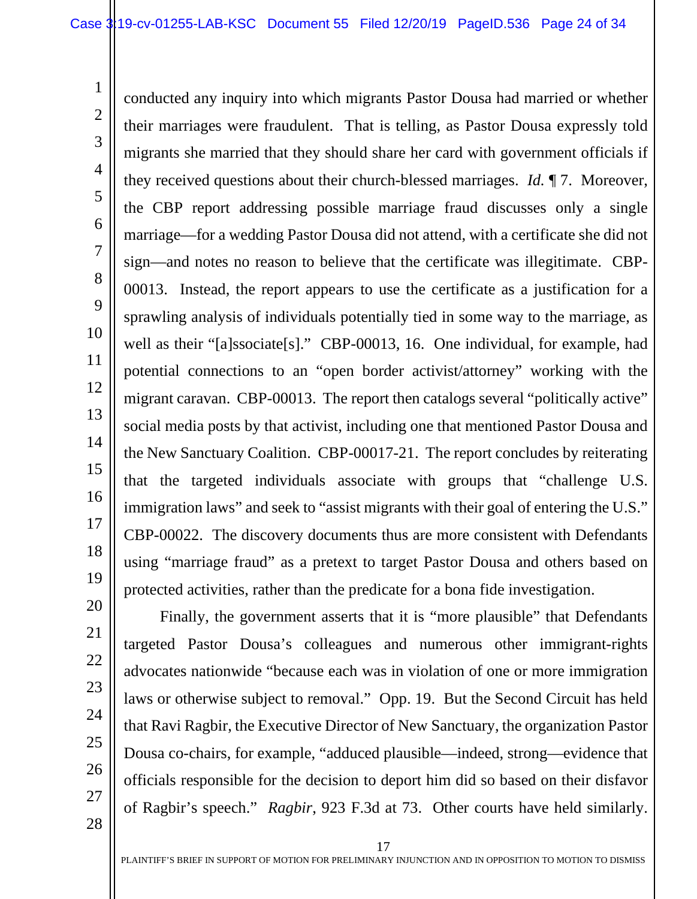conducted any inquiry into which migrants Pastor Dousa had married or whether their marriages were fraudulent. That is telling, as Pastor Dousa expressly told migrants she married that they should share her card with government officials if they received questions about their church-blessed marriages. *Id.* ¶ 7. Moreover, the CBP report addressing possible marriage fraud discusses only a single marriage—for a wedding Pastor Dousa did not attend, with a certificate she did not sign—and notes no reason to believe that the certificate was illegitimate. CBP-00013. Instead, the report appears to use the certificate as a justification for a sprawling analysis of individuals potentially tied in some way to the marriage, as well as their "[a]ssociate[s]." CBP-00013, 16. One individual, for example, had potential connections to an "open border activist/attorney" working with the migrant caravan. CBP-00013. The report then catalogs several "politically active" social media posts by that activist, including one that mentioned Pastor Dousa and the New Sanctuary Coalition. CBP-00017-21. The report concludes by reiterating that the targeted individuals associate with groups that "challenge U.S. immigration laws" and seek to "assist migrants with their goal of entering the U.S." CBP-00022. The discovery documents thus are more consistent with Defendants using "marriage fraud" as a pretext to target Pastor Dousa and others based on protected activities, rather than the predicate for a bona fide investigation.

Finally, the government asserts that it is "more plausible" that Defendants targeted Pastor Dousa's colleagues and numerous other immigrant-rights advocates nationwide "because each was in violation of one or more immigration laws or otherwise subject to removal." Opp. 19. But the Second Circuit has held that Ravi Ragbir, the Executive Director of New Sanctuary, the organization Pastor Dousa co-chairs, for example, "adduced plausible—indeed, strong—evidence that officials responsible for the decision to deport him did so based on their disfavor of Ragbir's speech." *Ragbir*, 923 F.3d at 73. Other courts have held similarly.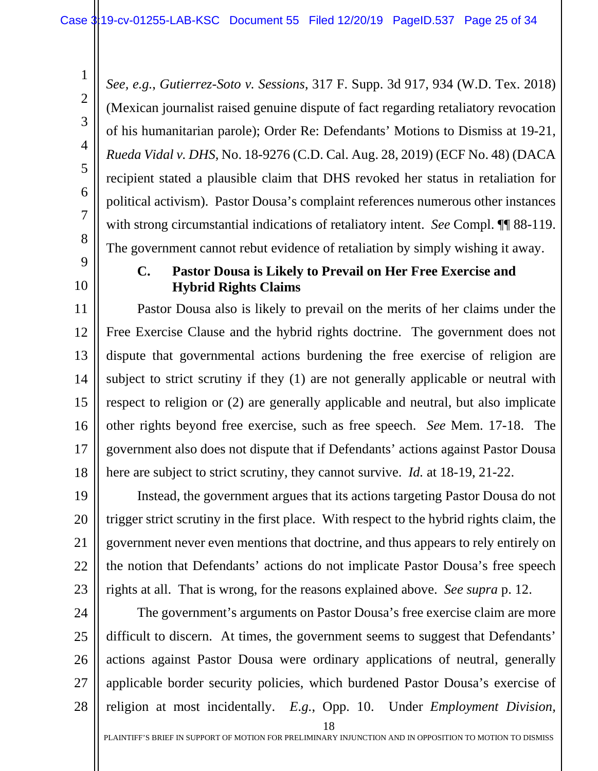*See, e.g.*, *Gutierrez-Soto v. Sessions*, 317 F. Supp. 3d 917, 934 (W.D. Tex. 2018) (Mexican journalist raised genuine dispute of fact regarding retaliatory revocation of his humanitarian parole); Order Re: Defendants' Motions to Dismiss at 19-21, *Rueda Vidal v. DHS*, No. 18-9276 (C.D. Cal. Aug. 28, 2019) (ECF No. 48) (DACA recipient stated a plausible claim that DHS revoked her status in retaliation for political activism). Pastor Dousa's complaint references numerous other instances with strong circumstantial indications of retaliatory intent. *See* Compl. ¶¶ 88-119. The government cannot rebut evidence of retaliation by simply wishing it away.

### C. Pastor Dousa is Likely to Prevail on Her Free Exercise and Hybrid Rights Claims

Pastor Dousa also is likely to prevail on the merits of her claims under the Free Exercise Clause and the hybrid rights doctrine. The government does not dispute that governmental actions burdening the free exercise of religion are subject to strict scrutiny if they (1) are not generally applicable or neutral with respect to religion or (2) are generally applicable and neutral, but also implicate other rights beyond free exercise, such as free speech. *See* Mem. 17-18. The government also does not dispute that if Defendants' actions against Pastor Dousa here are subject to strict scrutiny, they cannot survive. *Id.* at 18-19, 21-22.

Instead, the government argues that its actions targeting Pastor Dousa do not trigger strict scrutiny in the first place. With respect to the hybrid rights claim, the government never even mentions that doctrine, and thus appears to rely entirely on the notion that Defendants' actions do not implicate Pastor Dousa's free speech rights at all. That is wrong, for the reasons explained above. *See supra* p. 12.

The government's arguments on Pastor Dousa's free exercise claim are more difficult to discern. At times, the government seems to suggest that Defendants' actions against Pastor Dousa were ordinary applications of neutral, generally applicable border security policies, which burdened Pastor Dousa's exercise of religion at most incidentally. *E.g.*, Opp. 10. Under *Employment Division,*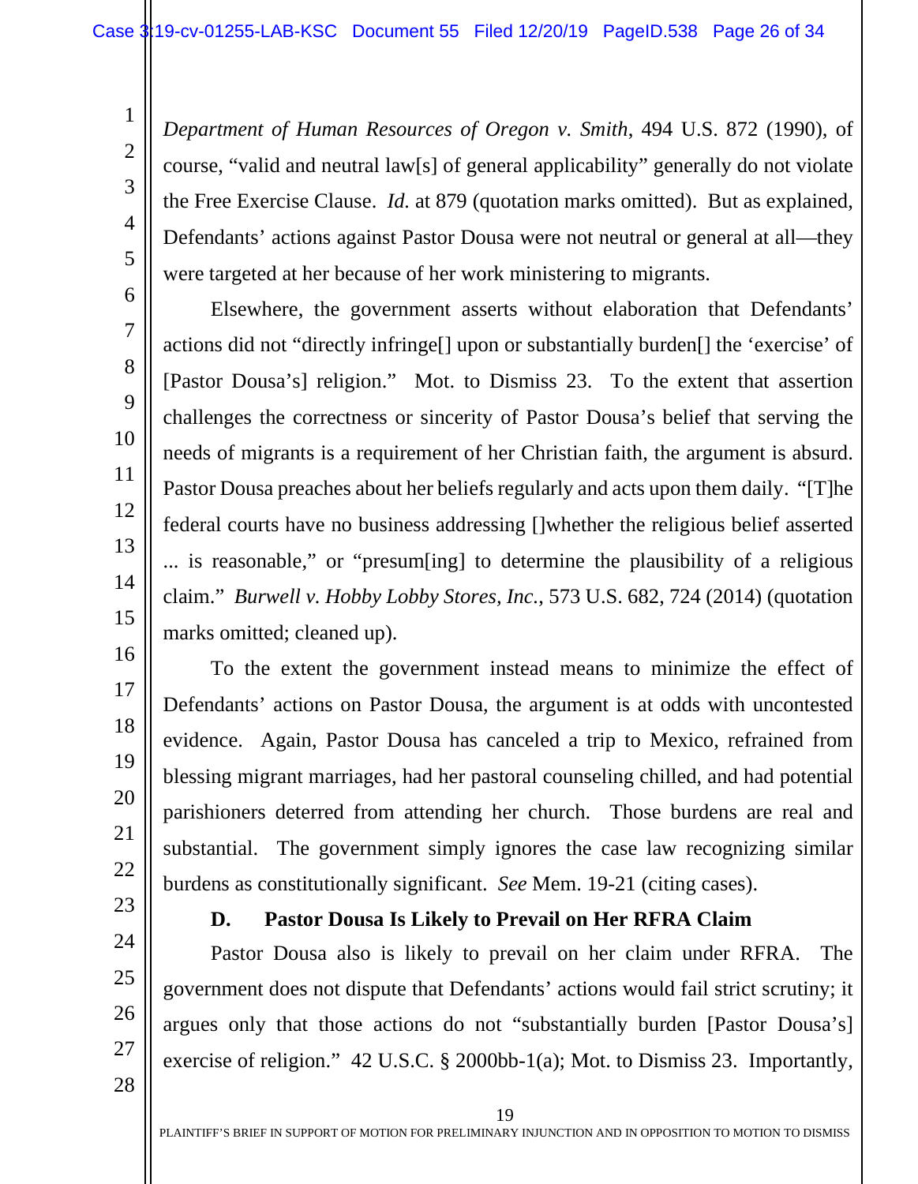*Department of Human Resources of Oregon v. Smith*, 494 U.S. 872 (1990), of course, "valid and neutral law[s] of general applicability" generally do not violate the Free Exercise Clause. *Id.* at 879 (quotation marks omitted). But as explained, Defendants' actions against Pastor Dousa were not neutral or general at all—they were targeted at her because of her work ministering to migrants.

Elsewhere, the government asserts without elaboration that Defendants' actions did not "directly infringe[] upon or substantially burden[] the 'exercise' of [Pastor Dousa's] religion." Mot. to Dismiss 23. To the extent that assertion challenges the correctness or sincerity of Pastor Dousa's belief that serving the needs of migrants is a requirement of her Christian faith, the argument is absurd. Pastor Dousa preaches about her beliefs regularly and acts upon them daily. "[T]he federal courts have no business addressing []whether the religious belief asserted ... is reasonable," or "presum[ing] to determine the plausibility of a religious claim." *Burwell v. Hobby Lobby Stores, Inc.*, 573 U.S. 682, 724 (2014) (quotation marks omitted; cleaned up).

To the extent the government instead means to minimize the effect of Defendants' actions on Pastor Dousa, the argument is at odds with uncontested evidence. Again, Pastor Dousa has canceled a trip to Mexico, refrained from blessing migrant marriages, had her pastoral counseling chilled, and had potential parishioners deterred from attending her church. Those burdens are real and substantial. The government simply ignores the case law recognizing similar burdens as constitutionally significant. *See* Mem. 19-21 (citing cases).

### D. Pastor Dousa Is Likely to Prevail on Her RFRA Claim

Pastor Dousa also is likely to prevail on her claim under RFRA. The government does not dispute that Defendants' actions would fail strict scrutiny; it argues only that those actions do not "substantially burden [Pastor Dousa's] exercise of religion." 42 U.S.C. § 2000bb-1(a); Mot. to Dismiss 23. Importantly,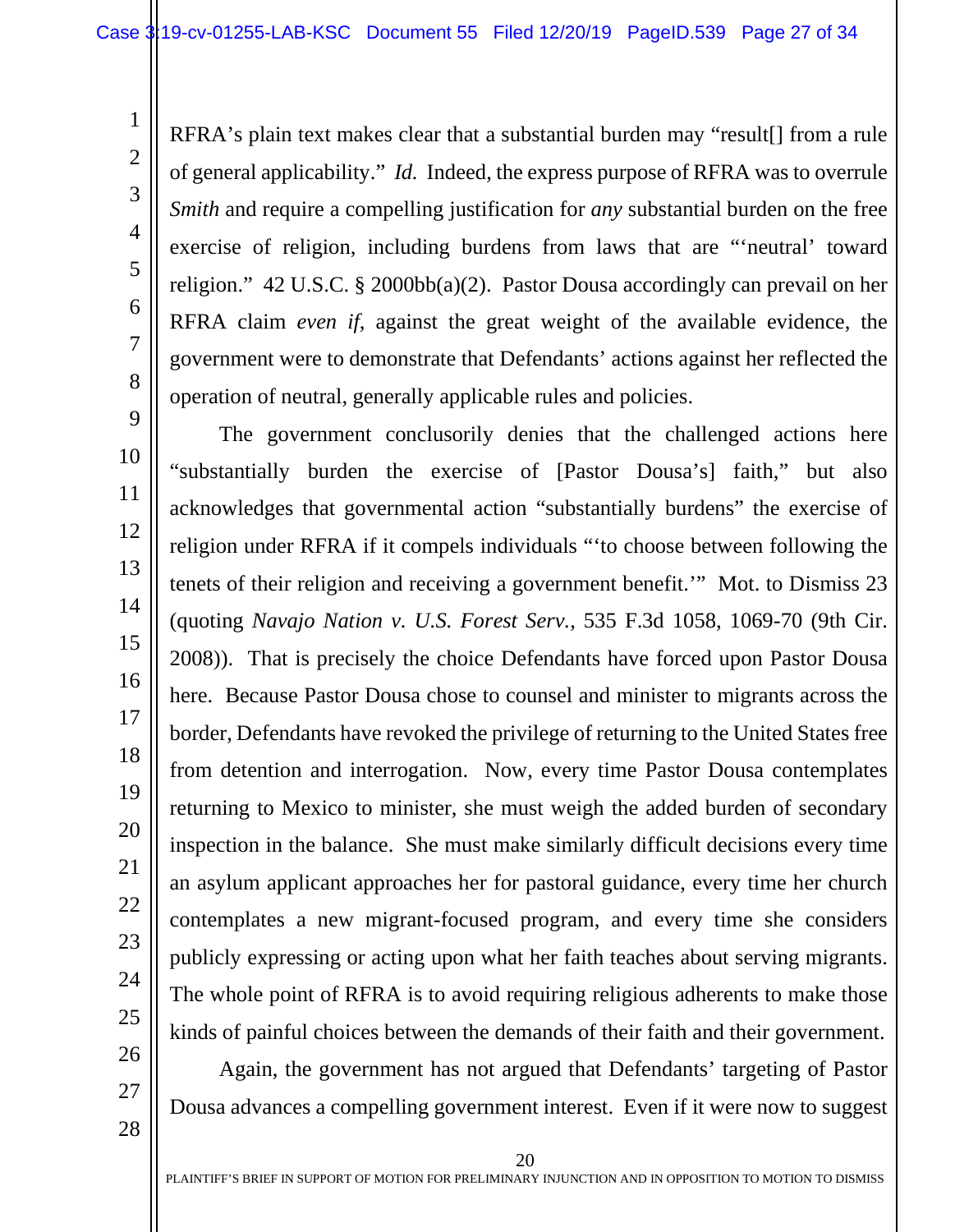RFRA's plain text makes clear that a substantial burden may "result[] from a rule of general applicability." *Id.* Indeed, the express purpose of RFRA was to overrule *Smith* and require a compelling justification for *any* substantial burden on the free exercise of religion, including burdens from laws that are "'neutral' toward religion." 42 U.S.C. § 2000bb(a)(2). Pastor Dousa accordingly can prevail on her RFRA claim *even if*, against the great weight of the available evidence, the government were to demonstrate that Defendants' actions against her reflected the operation of neutral, generally applicable rules and policies.

The government conclusorily denies that the challenged actions here "substantially burden the exercise of [Pastor Dousa's] faith," but also acknowledges that governmental action "substantially burdens" the exercise of religion under RFRA if it compels individuals "'to choose between following the tenets of their religion and receiving a government benefit.'" Mot. to Dismiss 23 (quoting *Navajo Nation v. U.S. Forest Serv.*, 535 F.3d 1058, 1069-70 (9th Cir. 2008)). That is precisely the choice Defendants have forced upon Pastor Dousa here. Because Pastor Dousa chose to counsel and minister to migrants across the border, Defendants have revoked the privilege of returning to the United States free from detention and interrogation. Now, every time Pastor Dousa contemplates returning to Mexico to minister, she must weigh the added burden of secondary inspection in the balance. She must make similarly difficult decisions every time an asylum applicant approaches her for pastoral guidance, every time her church contemplates a new migrant-focused program, and every time she considers publicly expressing or acting upon what her faith teaches about serving migrants. The whole point of RFRA is to avoid requiring religious adherents to make those kinds of painful choices between the demands of their faith and their government.

Again, the government has not argued that Defendants' targeting of Pastor Dousa advances a compelling government interest. Even if it were now to suggest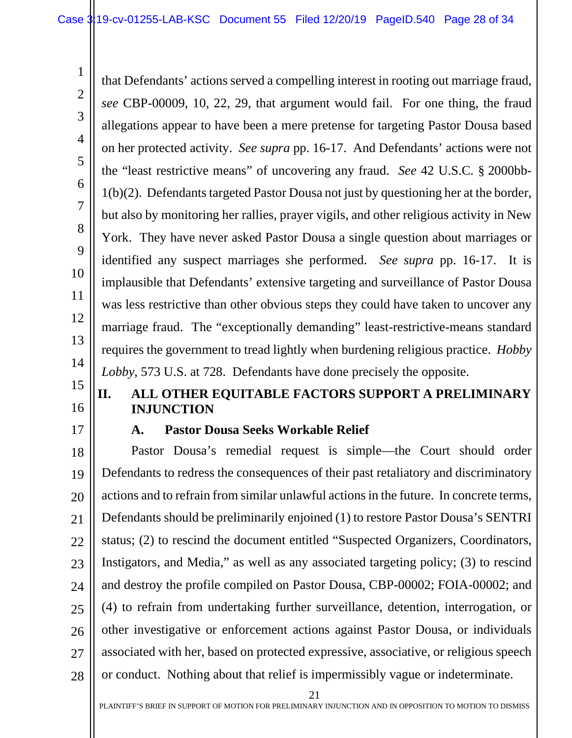that Defendants' actions served a compelling interest in rooting out marriage fraud, *see* CBP-00009, 10, 22, 29, that argument would fail. For one thing, the fraud allegations appear to have been a mere pretense for targeting Pastor Dousa based on her protected activity. *See supra* pp. 16-17. And Defendants' actions were not the "least restrictive means" of uncovering any fraud. *See* 42 U.S.C. § 2000bb-1(b)(2). Defendants targeted Pastor Dousa not just by questioning her at the border, but also by monitoring her rallies, prayer vigils, and other religious activity in New York. They have never asked Pastor Dousa a single question about marriages or identified any suspect marriages she performed. *See supra* pp. 16-17. It is implausible that Defendants' extensive targeting and surveillance of Pastor Dousa was less restrictive than other obvious steps they could have taken to uncover any marriage fraud. The "exceptionally demanding" least-restrictive-means standard requires the government to tread lightly when burdening religious practice. *Hobby Lobby*, 573 U.S. at 728. Defendants have done precisely the opposite.

## II. ALL OTHER EQUITABLE FACTORS SUPPORT A PRELIMINARY INJUNCTION

### A. Pastor Dousa Seeks Workable Relief

Pastor Dousa's remedial request is simple—the Court should order Defendants to redress the consequences of their past retaliatory and discriminatory actions and to refrain from similar unlawful actions in the future. In concrete terms, Defendants should be preliminarily enjoined (1) to restore Pastor Dousa's SENTRI status; (2) to rescind the document entitled "Suspected Organizers, Coordinators, Instigators, and Media," as well as any associated targeting policy; (3) to rescind and destroy the profile compiled on Pastor Dousa, CBP-00002; FOIA-00002; and (4) to refrain from undertaking further surveillance, detention, interrogation, or other investigative or enforcement actions against Pastor Dousa, or individuals associated with her, based on protected expressive, associative, or religious speech or conduct. Nothing about that relief is impermissibly vague or indeterminate.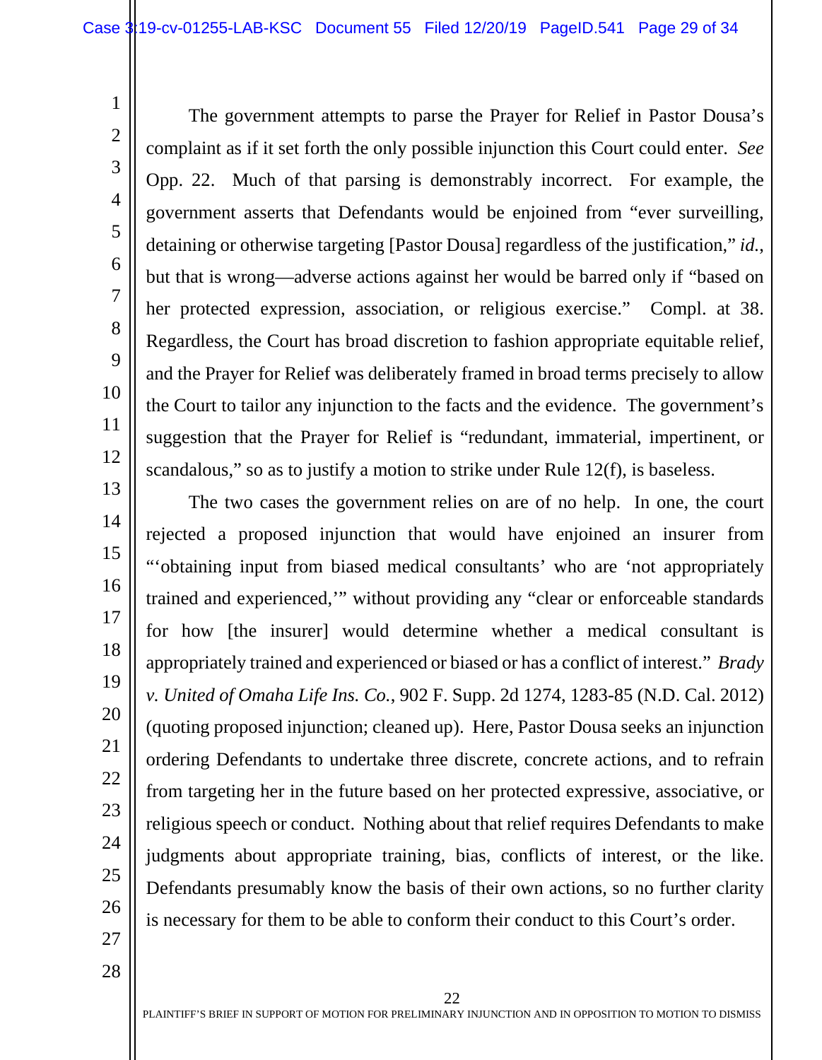The government attempts to parse the Prayer for Relief in Pastor Dousa's complaint as if it set forth the only possible injunction this Court could enter. *See* Opp. 22. Much of that parsing is demonstrably incorrect. For example, the government asserts that Defendants would be enjoined from "ever surveilling, detaining or otherwise targeting [Pastor Dousa] regardless of the justification," *id.*, but that is wrong—adverse actions against her would be barred only if "based on her protected expression, association, or religious exercise." Compl. at 38. Regardless, the Court has broad discretion to fashion appropriate equitable relief, and the Prayer for Relief was deliberately framed in broad terms precisely to allow the Court to tailor any injunction to the facts and the evidence. The government's suggestion that the Prayer for Relief is "redundant, immaterial, impertinent, or scandalous," so as to justify a motion to strike under Rule 12(f), is baseless.

The two cases the government relies on are of no help. In one, the court rejected a proposed injunction that would have enjoined an insurer from "'obtaining input from biased medical consultants' who are 'not appropriately trained and experienced,'" without providing any "clear or enforceable standards for how [the insurer] would determine whether a medical consultant is appropriately trained and experienced or biased or has a conflict of interest." *Brady v. United of Omaha Life Ins. Co.*, 902 F. Supp. 2d 1274, 1283-85 (N.D. Cal. 2012) (quoting proposed injunction; cleaned up). Here, Pastor Dousa seeks an injunction ordering Defendants to undertake three discrete, concrete actions, and to refrain from targeting her in the future based on her protected expressive, associative, or religious speech or conduct. Nothing about that relief requires Defendants to make judgments about appropriate training, bias, conflicts of interest, or the like. Defendants presumably know the basis of their own actions, so no further clarity is necessary for them to be able to conform their conduct to this Court's order.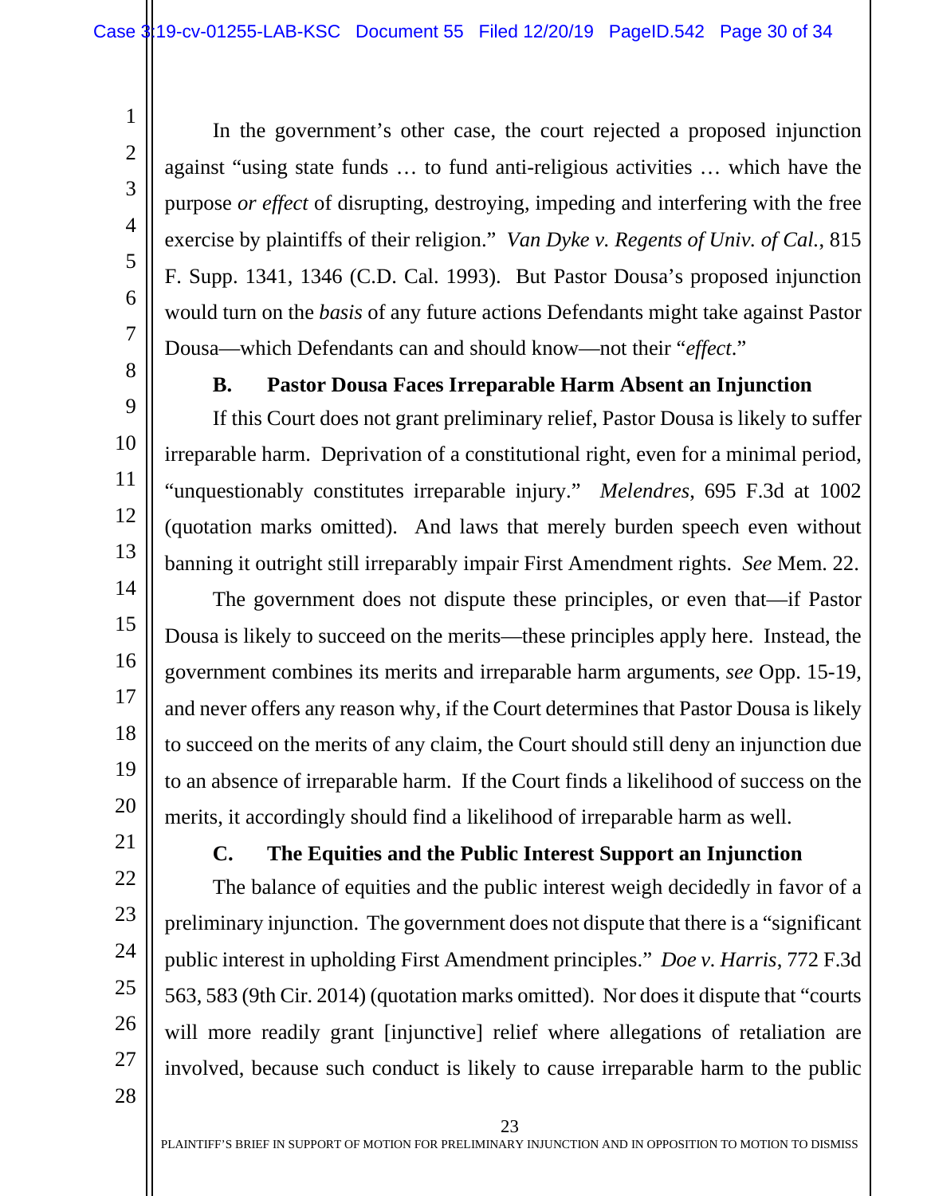In the government's other case, the court rejected a proposed injunction against "using state funds … to fund anti-religious activities … which have the purpose *or effect* of disrupting, destroying, impeding and interfering with the free exercise by plaintiffs of their religion." *Van Dyke v. Regents of Univ. of Cal.*, 815 F. Supp. 1341, 1346 (C.D. Cal. 1993). But Pastor Dousa's proposed injunction would turn on the *basis* of any future actions Defendants might take against Pastor Dousa—which Defendants can and should know—not their "*effect*."

### B. Pastor Dousa Faces Irreparable Harm Absent an Injunction

If this Court does not grant preliminary relief, Pastor Dousa is likely to suffer irreparable harm. Deprivation of a constitutional right, even for a minimal period, "unquestionably constitutes irreparable injury." *Melendres*, 695 F.3d at 1002 (quotation marks omitted). And laws that merely burden speech even without banning it outright still irreparably impair First Amendment rights. *See* Mem. 22.

The government does not dispute these principles, or even that—if Pastor Dousa is likely to succeed on the merits—these principles apply here. Instead, the government combines its merits and irreparable harm arguments, *see* Opp. 15-19, and never offers any reason why, if the Court determines that Pastor Dousa is likely to succeed on the merits of any claim, the Court should still deny an injunction due to an absence of irreparable harm. If the Court finds a likelihood of success on the merits, it accordingly should find a likelihood of irreparable harm as well.

### C. The Equities and the Public Interest Support an Injunction

The balance of equities and the public interest weigh decidedly in favor of a preliminary injunction. The government does not dispute that there is a "significant public interest in upholding First Amendment principles." *Doe v. Harris*, 772 F.3d 563, 583 (9th Cir. 2014) (quotation marks omitted). Nor does it dispute that "courts will more readily grant [injunctive] relief where allegations of retaliation are involved, because such conduct is likely to cause irreparable harm to the public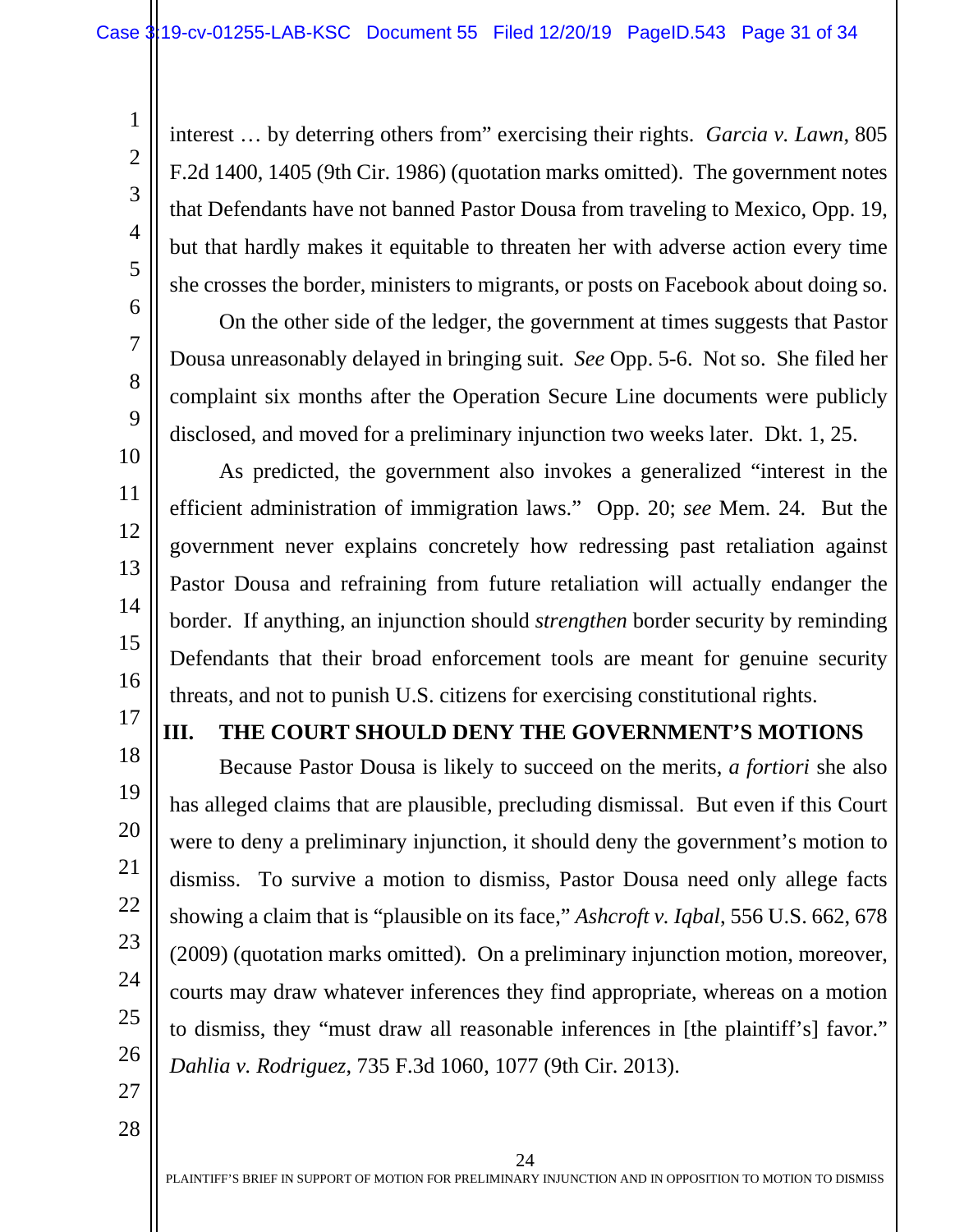interest … by deterring others from" exercising their rights. *Garcia v. Lawn*, 805 F.2d 1400, 1405 (9th Cir. 1986) (quotation marks omitted). The government notes that Defendants have not banned Pastor Dousa from traveling to Mexico, Opp. 19, but that hardly makes it equitable to threaten her with adverse action every time she crosses the border, ministers to migrants, or posts on Facebook about doing so.

On the other side of the ledger, the government at times suggests that Pastor Dousa unreasonably delayed in bringing suit. *See* Opp. 5-6. Not so. She filed her complaint six months after the Operation Secure Line documents were publicly disclosed, and moved for a preliminary injunction two weeks later. Dkt. 1, 25.

As predicted, the government also invokes a generalized "interest in the efficient administration of immigration laws." Opp. 20; *see* Mem. 24. But the government never explains concretely how redressing past retaliation against Pastor Dousa and refraining from future retaliation will actually endanger the border. If anything, an injunction should *strengthen* border security by reminding Defendants that their broad enforcement tools are meant for genuine security threats, and not to punish U.S. citizens for exercising constitutional rights.

## III. THE COURT SHOULD DENY THE GOVERNMENT'S MOTIONS

Because Pastor Dousa is likely to succeed on the merits, *a fortiori* she also has alleged claims that are plausible, precluding dismissal. But even if this Court were to deny a preliminary injunction, it should deny the government's motion to dismiss. To survive a motion to dismiss, Pastor Dousa need only allege facts showing a claim that is "plausible on its face," *Ashcroft v. Iqbal*, 556 U.S. 662, 678 (2009) (quotation marks omitted). On a preliminary injunction motion, moreover, courts may draw whatever inferences they find appropriate, whereas on a motion to dismiss, they "must draw all reasonable inferences in [the plaintiff's] favor." *Dahlia v. Rodriguez*, 735 F.3d 1060, 1077 (9th Cir. 2013).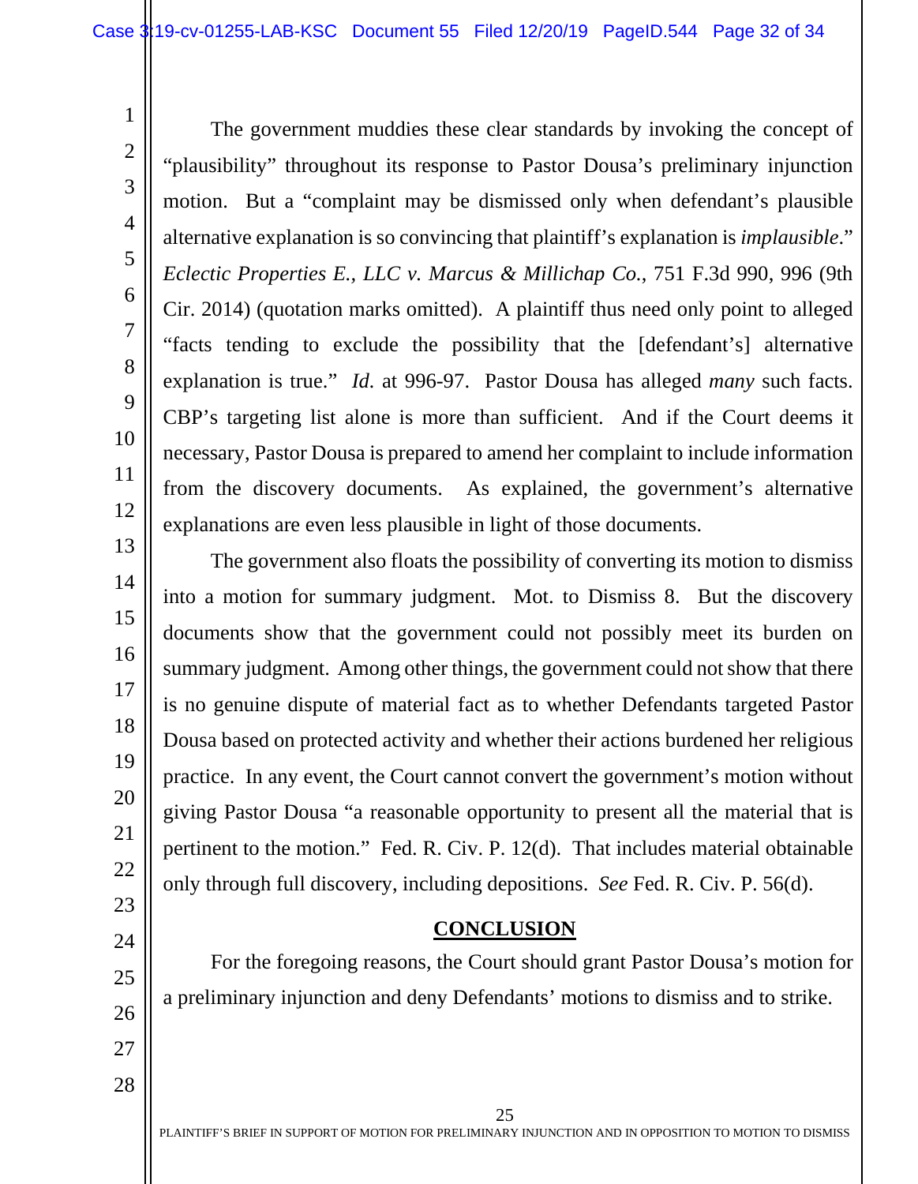The government muddies these clear standards by invoking the concept of "plausibility" throughout its response to Pastor Dousa's preliminary injunction motion. But a "complaint may be dismissed only when defendant's plausible alternative explanation is so convincing that plaintiff's explanation is *implausible*." *Eclectic Properties E., LLC v. Marcus & Millichap Co.*, 751 F.3d 990, 996 (9th Cir. 2014) (quotation marks omitted). A plaintiff thus need only point to alleged "facts tending to exclude the possibility that the [defendant's] alternative explanation is true." *Id.* at 996-97. Pastor Dousa has alleged *many* such facts. CBP's targeting list alone is more than sufficient. And if the Court deems it necessary, Pastor Dousa is prepared to amend her complaint to include information from the discovery documents. As explained, the government's alternative explanations are even less plausible in light of those documents.

The government also floats the possibility of converting its motion to dismiss into a motion for summary judgment. Mot. to Dismiss 8. But the discovery documents show that the government could not possibly meet its burden on summary judgment. Among other things, the government could not show that there is no genuine dispute of material fact as to whether Defendants targeted Pastor Dousa based on protected activity and whether their actions burdened her religious practice. In any event, the Court cannot convert the government's motion without giving Pastor Dousa "a reasonable opportunity to present all the material that is pertinent to the motion." Fed. R. Civ. P. 12(d). That includes material obtainable only through full discovery, including depositions. *See* Fed. R. Civ. P. 56(d).

## CONCLUSION

For the foregoing reasons, the Court should grant Pastor Dousa's motion for a preliminary injunction and deny Defendants' motions to dismiss and to strike.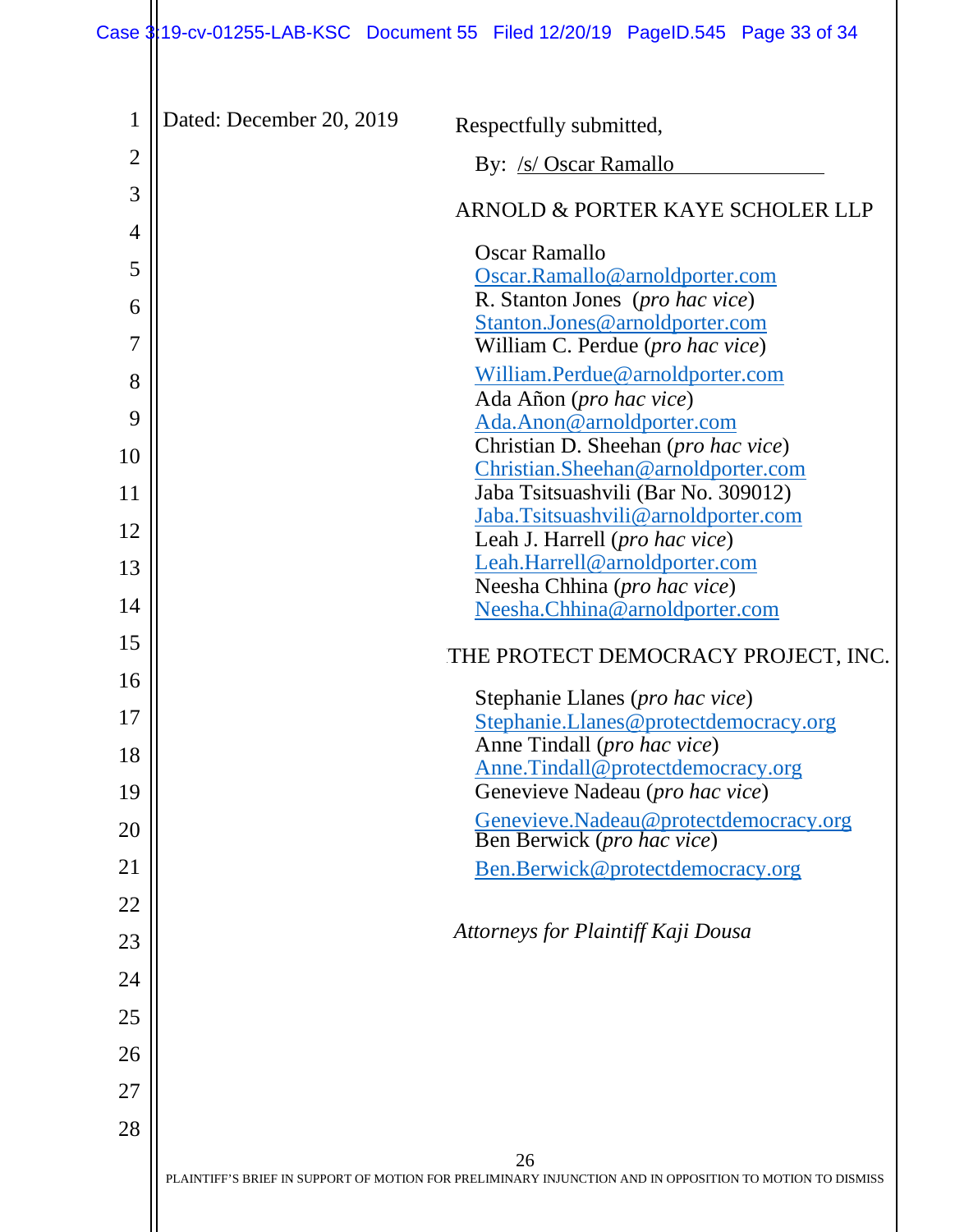Dated: December 20, 2019

Respectfully submitted,

By: /s/ Oscar Ramallo

ARNOLD & PORTER KAYE SCHOLER LLP

Oscar Ramallo
Oscar.Ramallo@arnoldporter.com
R. Stanton Jones (*pro hac vice*)
Stanton.Jones@arnoldporter.com
William C. Perdue (*pro hac vice*)
William.Perdue@arnoldporter.com
Ada Añon (*pro hac vice*)
Ada.Anon@arnoldporter.com
Christian D. Sheehan (*pro hac vice*)
Christian.Sheehan@arnoldporter.com
Jaba Tsitsuashvili (Bar No. 309012)
Jaba.Tsitsuashvili@arnoldporter.com
Leah J. Harrell (*pro hac vice*)
Leah.Harrell@arnoldporter.com
Neesha Chhina (*pro hac vice*)
Neesha.Chhina@arnoldporter.com

THE PROTECT DEMOCRACY PROJECT, INC.

Stephanie Llanes (*pro hac vice*)
Stephanie.Llanes@protectdemocracy.org
Anne Tindall (*pro hac vice*)
Anne.Tindall@protectdemocracy.org
Genevieve Nadeau (*pro hac vice*)
Genevieve.Nadeau@protectdemocracy.org
Ben Berwick (*pro hac vice*)
Ben.Berwick@protectdemocracy.org

*Attorneys for Plaintiff Kaji Dousa*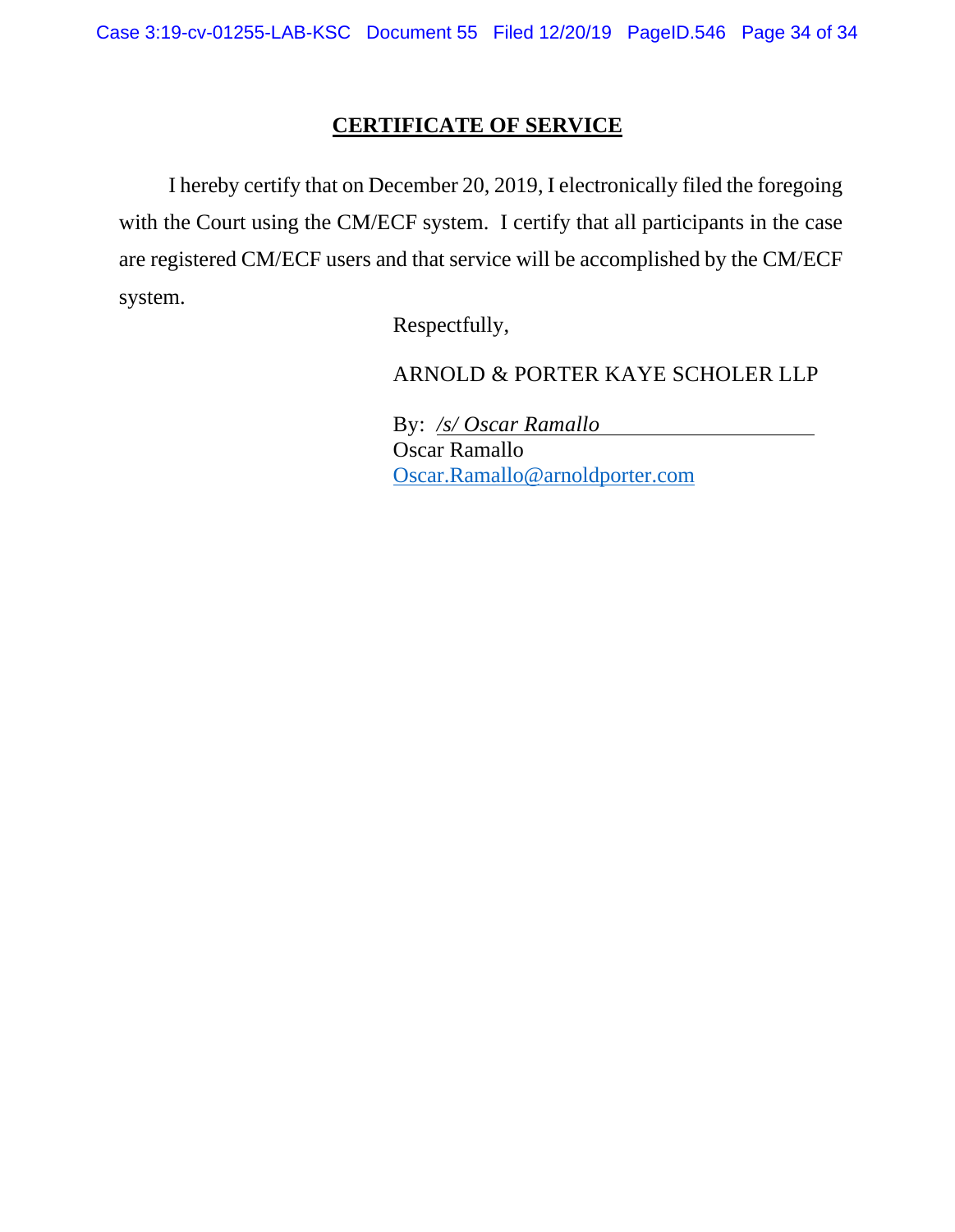## CERTIFICATE OF SERVICE

I hereby certify that on December 20, 2019, I electronically filed the foregoing with the Court using the CM/ECF system. I certify that all participants in the case are registered CM/ECF users and that service will be accomplished by the CM/ECF system.

Respectfully,

ARNOLD & PORTER KAYE SCHOLER LLP

By: */s/ Oscar Ramallo*
Oscar Ramallo
Oscar.Ramallo@arnoldporter.com